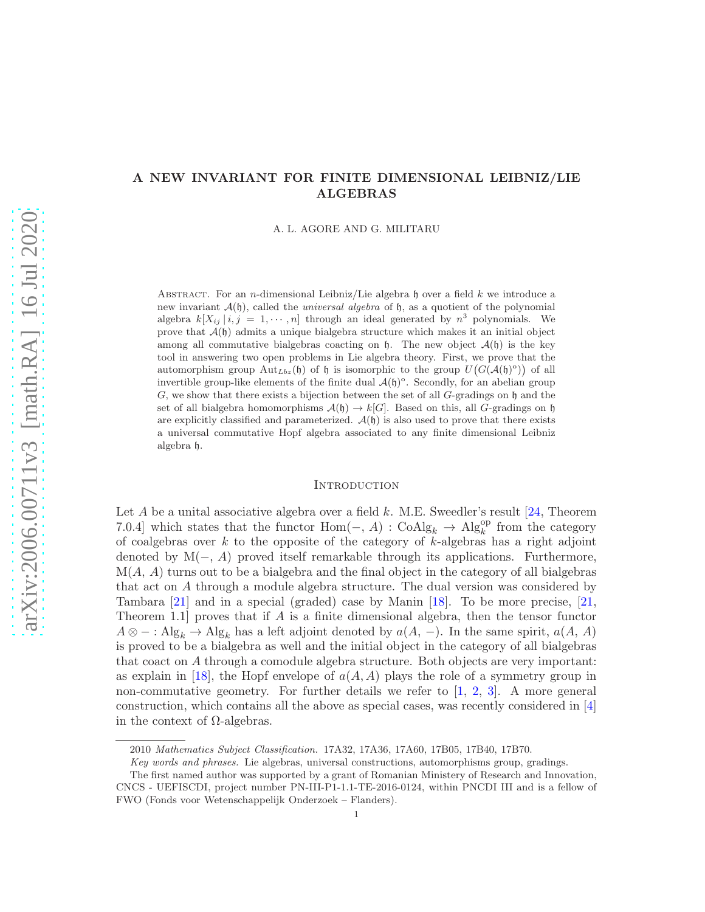# A NEW INVARIANT FOR FINITE DIMENSIONAL LEIBNIZ/LIE ALGEBRAS

A. L. AGORE AND G. MILITARU

Abstract. For an $n$-dimensional Leibniz/Lie algebra $\mathfrak{h}$ over a field $k$ we introduce a new invariant $\mathcal{A}(\mathfrak{h})$, called the *universal algebra* of $\mathfrak{h}$, as a quotient of the polynomial algebra $k[X_{ij} \,|\, i, j = 1, \cdots, n]$ through an ideal generated by $n^3$ polynomials. We prove that $\mathcal{A}(\mathfrak{h})$ admits a unique bialgebra structure which makes it an initial object among all commutative bialgebras coacting on $\mathfrak{h}$. The new object $\mathcal{A}(\mathfrak{h})$ is the key tool in answering two open problems in Lie algebra theory. First, we prove that the automorphism group $\mathrm{Aut}_{Lbz}(\mathfrak{h})$ of $\mathfrak{h}$ is isomorphic to the group $U\big(G(\mathcal{A}(\mathfrak{h})^o)\big)$ of all invertible group-like elements of the finite dual $\mathcal{A}(\mathfrak{h})^o$. Secondly, for an abelian group $G$, we show that there exists a bijection between the set of all $G$-gradings on $\mathfrak{h}$ and the set of all bialgebra homomorphisms $\mathcal{A}(\mathfrak{h}) \to k[G]$. Based on this, all $G$-gradings on $\mathfrak{h}$ are explicitly classified and parameterized. $\mathcal{A}(\mathfrak{h})$ is also used to prove that there exists a universal commutative Hopf algebra associated to any finite dimensional Leibniz algebra $\mathfrak{h}$.

## Introduction

Let $A$ be a unital associative algebra over a field $k$. M.E. Sweedler's result [24, Theorem 7.0.4] which states that the functor $\mathrm{Hom}(-,\, A) : \mathrm{CoAlg}_k \to \mathrm{Alg}_k^{\mathrm{op}}$ from the category of coalgebras over $k$ to the opposite of the category of $k$-algebras has a right adjoint denoted by $\mathrm{M}(-,\, A)$ proved itself remarkable through its applications. Furthermore, $\mathrm{M}(A,\, A)$ turns out to be a bialgebra and the final object in the category of all bialgebras that act on $A$ through a module algebra structure. The dual version was considered by Tambara [21] and in a special (graded) case by Manin [18]. To be more precise, [21, Theorem 1.1] proves that if $A$ is a finite dimensional algebra, then the tensor functor $A \otimes - : \mathrm{Alg}_k \to \mathrm{Alg}_k$ has a left adjoint denoted by $a(A,\, -)$. In the same spirit, $a(A,\, A)$ is proved to be a bialgebra as well and the initial object in the category of all bialgebras that coact on $A$ through a comodule algebra structure. Both objects are very important: as explain in [18], the Hopf envelope of $a(A, A)$ plays the role of a symmetry group in non-commutative geometry. For further details we refer to [1, 2, 3]. A more general construction, which contains all the above as special cases, was recently considered in [4] in the context of $\Omega$-algebras.

2010 *Mathematics Subject Classification.* 17A32, 17A36, 17A60, 17B05, 17B40, 17B70.

*Key words and phrases.* Lie algebras, universal constructions, automorphisms group, gradings.

The first named author was supported by a grant of Romanian Ministery of Research and Innovation, CNCS - UEFISCDI, project number PN-III-P1-1.1-TE-2016-0124, within PNCDI III and is a fellow of FWO (Fonds voor Wetenschappelijk Onderzoek – Flanders).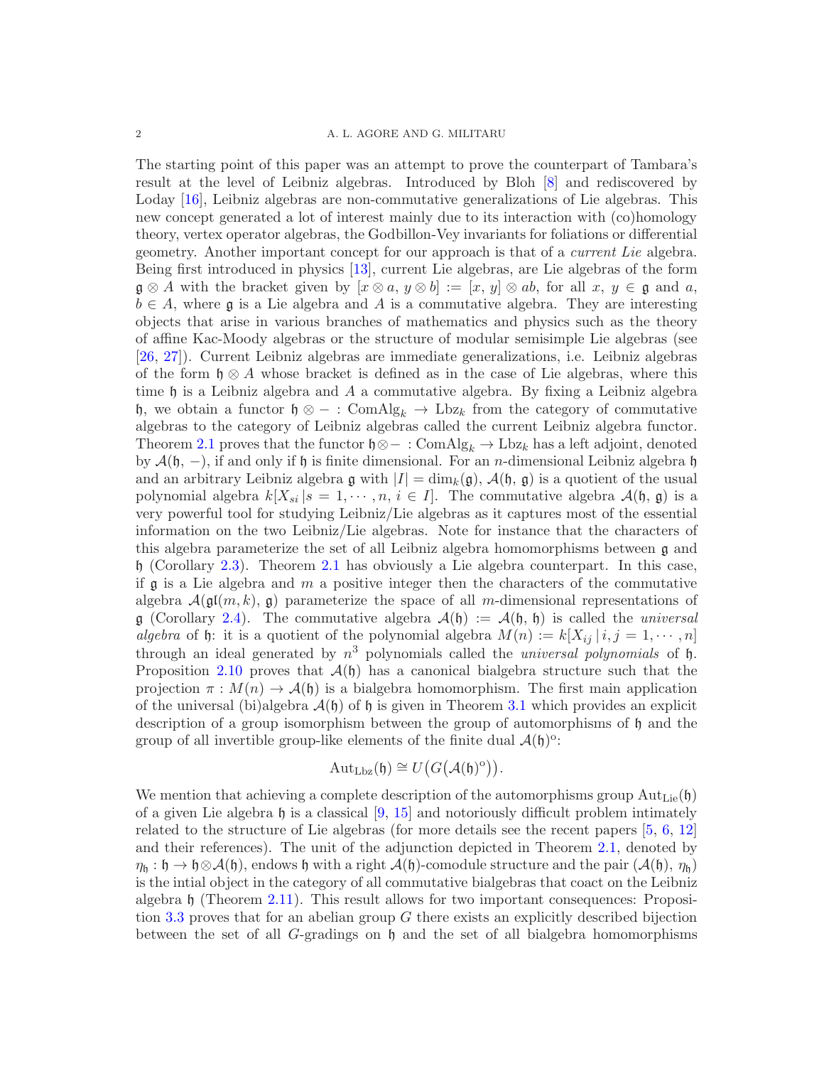The starting point of this paper was an attempt to prove the counterpart of Tambara's result at the level of Leibniz algebras. Introduced by Bloh [8] and rediscovered by Loday [16], Leibniz algebras are non-commutative generalizations of Lie algebras. This new concept generated a lot of interest mainly due to its interaction with (co)homology theory, vertex operator algebras, the Godbillon-Vey invariants for foliations or differential geometry. Another important concept for our approach is that of a *current Lie* algebra. Being first introduced in physics [13], current Lie algebras, are Lie algebras of the form $\mathfrak{g} \otimes A$ with the bracket given by $[x \otimes a, \, y \otimes b] := [x, \, y] \otimes ab$, for all $x, \, y \in \mathfrak{g}$ and $a$, $b \in A$, where $\mathfrak{g}$ is a Lie algebra and $A$ is a commutative algebra. They are interesting objects that arise in various branches of mathematics and physics such as the theory of affine Kac-Moody algebras or the structure of modular semisimple Lie algebras (see [26, 27]). Current Leibniz algebras are immediate generalizations, i.e. Leibniz algebras of the form $\mathfrak{h} \otimes A$ whose bracket is defined as in the case of Lie algebras, where this time $\mathfrak{h}$ is a Leibniz algebra and $A$ a commutative algebra. By fixing a Leibniz algebra $\mathfrak{h}$, we obtain a functor $\mathfrak{h} \otimes - : {\rm ComAlg}_k \to {\rm Lbz}_k$ from the category of commutative algebras to the category of Leibniz algebras called the current Leibniz algebra functor. Theorem 2.1 proves that the functor $\mathfrak{h} \otimes - : {\rm ComAlg}_k \to {\rm Lbz}_k$ has a left adjoint, denoted by $\mathcal{A}(\mathfrak{h}, \, -)$, if and only if $\mathfrak{h}$ is finite dimensional. For an $n$-dimensional Leibniz algebra $\mathfrak{h}$ and an arbitrary Leibniz algebra $\mathfrak{g}$ with $|I| = {\rm dim}_k(\mathfrak{g})$, $\mathcal{A}(\mathfrak{h}, \, \mathfrak{g})$ is a quotient of the usual polynomial algebra $k[X_{si} \, | s = 1, \cdots, n, \, i \in I]$. The commutative algebra $\mathcal{A}(\mathfrak{h}, \, \mathfrak{g})$ is a very powerful tool for studying Leibniz/Lie algebras as it captures most of the essential information on the two Leibniz/Lie algebras. Note for instance that the characters of this algebra parameterize the set of all Leibniz algebra homomorphisms between $\mathfrak{g}$ and $\mathfrak{h}$ (Corollary 2.3). Theorem 2.1 has obviously a Lie algebra counterpart. In this case, if $\mathfrak{g}$ is a Lie algebra and $m$ a positive integer then the characters of the commutative algebra $\mathcal{A}(\mathfrak{gl}(m, k), \, \mathfrak{g})$ parameterize the space of all $m$-dimensional representations of $\mathfrak{g}$ (Corollary 2.4). The commutative algebra $\mathcal{A}(\mathfrak{h}) := \mathcal{A}(\mathfrak{h}, \, \mathfrak{h})$ is called the *universal algebra* of $\mathfrak{h}$: it is a quotient of the polynomial algebra $M(n) := k[X_{ij} \, | \, i, j = 1, \cdots, n]$ through an ideal generated by $n^3$ polynomials called the *universal polynomials* of $\mathfrak{h}$. Proposition 2.10 proves that $\mathcal{A}(\mathfrak{h})$ has a canonical bialgebra structure such that the projection $\pi : M(n) \to \mathcal{A}(\mathfrak{h})$ is a bialgebra homomorphism. The first main application of the universal (bi)algebra $\mathcal{A}(\mathfrak{h})$ of $\mathfrak{h}$ is given in Theorem 3.1 which provides an explicit description of a group isomorphism between the group of automorphisms of $\mathfrak{h}$ and the group of all invertible group-like elements of the finite dual $\mathcal{A}(\mathfrak{h})^{\rm o}$:

$$
{\rm Aut}_{\rm Lbz}(\mathfrak{h}) \cong U\big(G\big(\mathcal{A}(\mathfrak{h})^{\rm o}\big)\big).
$$

We mention that achieving a complete description of the automorphisms group ${\rm Aut}_{\rm Lie}(\mathfrak{h})$ of a given Lie algebra $\mathfrak{h}$ is a classical [9, 15] and notoriously difficult problem intimately related to the structure of Lie algebras (for more details see the recent papers [5, 6, 12] and their references). The unit of the adjunction depicted in Theorem 2.1, denoted by $\eta_{\mathfrak{h}} : \mathfrak{h} \to \mathfrak{h} \otimes \mathcal{A}(\mathfrak{h})$, endows $\mathfrak{h}$ with a right $\mathcal{A}(\mathfrak{h})$-comodule structure and the pair $(\mathcal{A}(\mathfrak{h}), \, \eta_{\mathfrak{h}})$ is the intial object in the category of all commutative bialgebras that coact on the Leibniz algebra $\mathfrak{h}$ (Theorem 2.11). This result allows for two important consequences: Proposition 3.3 proves that for an abelian group $G$ there exists an explicitly described bijection between the set of all $G$-gradings on $\mathfrak{h}$ and the set of all bialgebra homomorphisms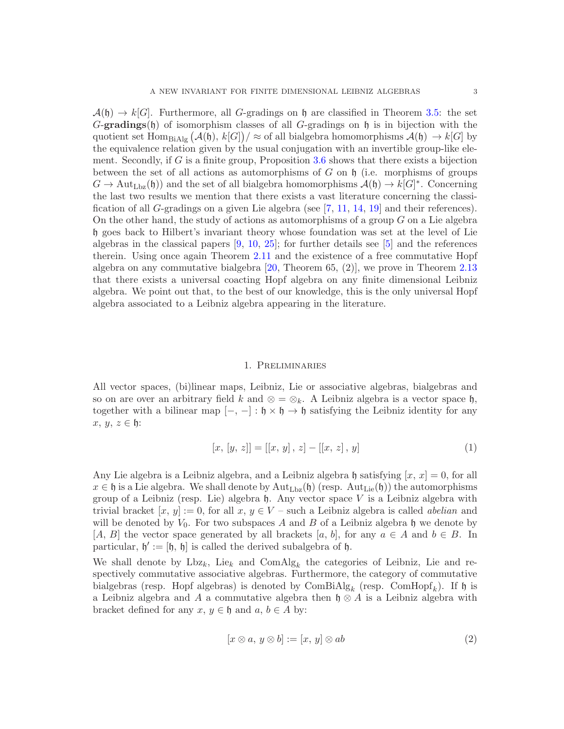$\mathcal{A}(\mathfrak{h}) \to k[G]$. Furthermore, all $G$-gradings on $\mathfrak{h}$ are classified in Theorem 3.5: the set $G$-**gradings**$(\mathfrak{h})$ of isomorphism classes of all $G$-gradings on $\mathfrak{h}$ is in bijection with the quotient set $\mathrm{Hom}_{\mathrm{BiAlg}}\left(\mathcal{A}(\mathfrak{h}),\, k[G]\right)/\approx$ of all bialgebra homomorphisms $\mathcal{A}(\mathfrak{h}) \to k[G]$ by the equivalence relation given by the usual conjugation with an invertible group-like element. Secondly, if $G$ is a finite group, Proposition 3.6 shows that there exists a bijection between the set of all actions as automorphisms of $G$ on $\mathfrak{h}$ (i.e. morphisms of groups $G \to \mathrm{Aut}_{\mathrm{Lbz}}(\mathfrak{h})$) and the set of all bialgebra homomorphisms $\mathcal{A}(\mathfrak{h}) \to k[G]^*$. Concerning the last two results we mention that there exists a vast literature concerning the classification of all $G$-gradings on a given Lie algebra (see [7, 11, 14, 19] and their references). On the other hand, the study of actions as automorphisms of a group $G$ on a Lie algebra $\mathfrak{h}$ goes back to Hilbert's invariant theory whose foundation was set at the level of Lie algebras in the classical papers [9, 10, 25]; for further details see [5] and the references therein. Using once again Theorem 2.11 and the existence of a free commutative Hopf algebra on any commutative bialgebra [20, Theorem 65, (2)], we prove in Theorem 2.13 that there exists a universal coacting Hopf algebra on any finite dimensional Leibniz algebra. We point out that, to the best of our knowledge, this is the only universal Hopf algebra associated to a Leibniz algebra appearing in the literature.

## 1. Preliminaries

All vector spaces, (bi)linear maps, Leibniz, Lie or associative algebras, bialgebras and so on are over an arbitrary field $k$ and $\otimes = \otimes_k$. A Leibniz algebra is a vector space $\mathfrak{h}$, together with a bilinear map $[-,\,-] : \mathfrak{h} \times \mathfrak{h} \to \mathfrak{h}$ satisfying the Leibniz identity for any $x,\, y,\, z \in \mathfrak{h}$:

$$[x,\, [y,\, z]] = [[x,\, y]\,,\, z] - [[x,\, z]\,,\, y] \tag{1}$$

Any Lie algebra is a Leibniz algebra, and a Leibniz algebra $\mathfrak{h}$ satisfying $[x,\, x] = 0$, for all $x \in \mathfrak{h}$ is a Lie algebra. We shall denote by $\mathrm{Aut}_{\mathrm{Lbz}}(\mathfrak{h})$ (resp. $\mathrm{Aut}_{\mathrm{Lie}}(\mathfrak{h})$) the automorphisms group of a Leibniz (resp. Lie) algebra $\mathfrak{h}$. Any vector space $V$ is a Leibniz algebra with trivial bracket $[x,\, y] := 0$, for all $x,\, y \in V$ – such a Leibniz algebra is called *abelian* and will be denoted by $V_0$. For two subspaces $A$ and $B$ of a Leibniz algebra $\mathfrak{h}$ we denote by $[A,\, B]$ the vector space generated by all brackets $[a,\, b]$, for any $a \in A$ and $b \in B$. In particular, $\mathfrak{h}' := [\mathfrak{h},\, \mathfrak{h}]$ is called the derived subalgebra of $\mathfrak{h}$.

We shall denote by $\mathrm{Lbz}_k$, $\mathrm{Lie}_k$ and $\mathrm{ComAlg}_k$ the categories of Leibniz, Lie and respectively commutative associative algebras. Furthermore, the category of commutative bialgebras (resp. Hopf algebras) is denoted by $\mathrm{ComBiAlg}_k$ (resp. $\mathrm{ComHopf}_k$). If $\mathfrak{h}$ is a Leibniz algebra and $A$ a commutative algebra then $\mathfrak{h} \otimes A$ is a Leibniz algebra with bracket defined for any $x,\, y \in \mathfrak{h}$ and $a,\, b \in A$ by:

$$[x \otimes a,\, y \otimes b] := [x,\, y] \otimes ab \tag{2}$$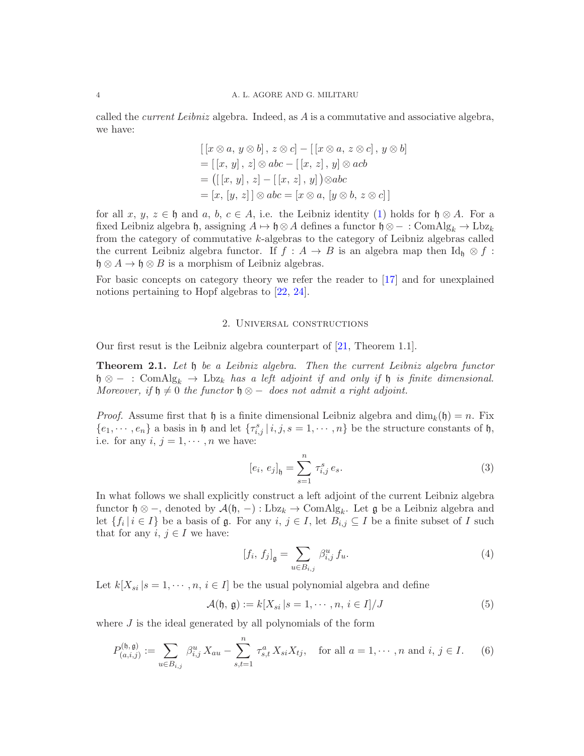called the *current Leibniz* algebra. Indeed, as $A$ is a commutative and associative algebra, we have:

$$
\begin{aligned}
& [\,[x \otimes a,\, y \otimes b]\,,\, z \otimes c] - [\,[x \otimes a,\, z \otimes c]\,,\, y \otimes b] \\
&= [\,[x,\, y]\,,\, z] \otimes abc - [\,[x,\, z]\,,\, y] \otimes acb \\
&= \big([\,[x,\, y]\,,\, z] - [\,[x,\, z]\,,\, y]\big) \otimes abc \\
&= [x,\, [y,\, z]\,] \otimes abc = [x \otimes a,\, [y \otimes b,\, z \otimes c]\,]
\end{aligned}
$$

for all $x,\, y,\, z \in \mathfrak{h}$ and $a,\, b,\, c \in A$, i.e. the Leibniz identity (1) holds for $\mathfrak{h} \otimes A$. For a fixed Leibniz algebra $\mathfrak{h}$, assigning $A \mapsto \mathfrak{h} \otimes A$ defines a functor $\mathfrak{h} \otimes - : {\rm ComAlg}_k \to {\rm Lbz}_k$ from the category of commutative $k$-algebras to the category of Leibniz algebras called the current Leibniz algebra functor. If $f : A \to B$ is an algebra map then ${\rm Id}_{\mathfrak{h}} \otimes f : \mathfrak{h} \otimes A \to \mathfrak{h} \otimes B$ is a morphism of Leibniz algebras.

For basic concepts on category theory we refer the reader to [17] and for unexplained notions pertaining to Hopf algebras to [22, 24].

## 2. Universal constructions

Our first resut is the Leibniz algebra counterpart of [21, Theorem 1.1].

**Theorem 2.1.** *Let $\mathfrak{h}$ be a Leibniz algebra. Then the current Leibniz algebra functor $\mathfrak{h} \otimes - : {\rm ComAlg}_k \to {\rm Lbz}_k$ has a left adjoint if and only if $\mathfrak{h}$ is finite dimensional. Moreover, if $\mathfrak{h} \neq 0$ the functor $\mathfrak{h} \otimes -$ does not admit a right adjoint.*

*Proof.* Assume first that $\mathfrak{h}$ is a finite dimensional Leibniz algebra and $\dim_k(\mathfrak{h}) = n$. Fix $\{e_1, \cdots, e_n\}$ a basis in $\mathfrak{h}$ and let $\{\tau_{i,j}^s \,|\, i, j, s = 1, \cdots, n\}$ be the structure constants of $\mathfrak{h}$, i.e. for any $i,\, j = 1, \cdots, n$ we have:

$$
[e_i,\, e_j]_{\mathfrak{h}} = \sum_{s=1}^{n} \tau_{i,j}^s \, e_s. \tag{3}
$$

In what follows we shall explicitly construct a left adjoint of the current Leibniz algebra functor $\mathfrak{h} \otimes -$, denoted by $\mathcal{A}(\mathfrak{h}, -) : {\rm Lbz}_k \to {\rm ComAlg}_k$. Let $\mathfrak{g}$ be a Leibniz algebra and let $\{f_i \,|\, i \in I\}$ be a basis of $\mathfrak{g}$. For any $i,\, j \in I$, let $B_{i,j} \subseteq I$ be a finite subset of $I$ such that for any $i,\, j \in I$ we have:

$$
[f_i,\, f_j]_{\mathfrak{g}} = \sum_{u \in B_{i,j}} \beta_{i,j}^u \, f_u. \tag{4}
$$

Let $k[X_{si} \,|\, s = 1, \cdots, n,\, i \in I]$ be the usual polynomial algebra and define

$$
\mathcal{A}(\mathfrak{h},\, \mathfrak{g}) := k[X_{si} \,|\, s = 1, \cdots, n,\, i \in I]/J \tag{5}
$$

where $J$ is the ideal generated by all polynomials of the form

$$
P_{(a,i,j)}^{(\mathfrak{h},\,\mathfrak{g})} := \sum_{u \in B_{i,j}} \beta_{i,j}^u \, X_{au} - \sum_{s,t=1}^{n} \tau_{s,t}^a \, X_{si} X_{tj}, \quad \text{for all } a = 1, \cdots, n \text{ and } i,\, j \in I. \tag{6}
$$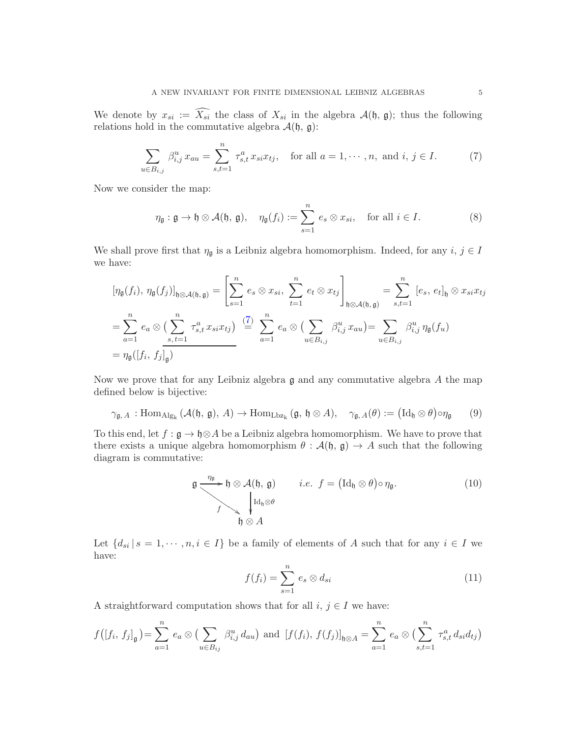We denote by $x_{si} := \widehat{X_{si}}$ the class of $X_{si}$ in the algebra $\mathcal{A}(\mathfrak{h},\, \mathfrak{g})$; thus the following relations hold in the commutative algebra $\mathcal{A}(\mathfrak{h},\, \mathfrak{g})$:

$$\sum_{u\in B_{i,j}} \beta_{i,j}^{u}\, x_{au} = \sum_{s,t=1}^{n} \tau_{s,t}^{a}\, x_{si}x_{tj}, \quad \text{for all } a = 1, \cdots, n, \text{ and } i,\, j \in I. \tag{7}$$

Now we consider the map:

$$\eta_{\mathfrak{g}} : \mathfrak{g} \to \mathfrak{h} \otimes \mathcal{A}(\mathfrak{h},\, \mathfrak{g}), \quad \eta_{\mathfrak{g}}(f_i) := \sum_{s=1}^{n} e_s \otimes x_{si}, \quad \text{for all } i \in I. \tag{8}$$

We shall prove first that $\eta_{\mathfrak{g}}$ is a Leibniz algebra homomorphism. Indeed, for any $i,\, j \in I$ we have:

$$\begin{aligned}
\left[\eta_{\mathfrak{g}}(f_i),\, \eta_{\mathfrak{g}}(f_j)\right]_{\mathfrak{h}\otimes\mathcal{A}(\mathfrak{h},\,\mathfrak{g})} &= \left[\sum_{s=1}^{n} e_s \otimes x_{si},\, \sum_{t=1}^{n} e_t \otimes x_{tj}\right]_{\mathfrak{h}\otimes\mathcal{A}(\mathfrak{h},\,\mathfrak{g})} = \sum_{s,t=1}^{n} \left[e_s,\, e_t\right]_{\mathfrak{h}} \otimes x_{si}x_{tj} \\
&= \sum_{a=1}^{n} e_a \otimes \big(\sum_{s,\,t=1}^{n} \tau_{s,t}^{a}\, x_{si}x_{tj}\big) \overset{(7)}{=} \sum_{a=1}^{n} e_a \otimes \big(\sum_{u\in B_{i,j}} \beta_{i,j}^{u}\, x_{au}\big) = \sum_{u\in B_{i,j}} \beta_{i,j}^{u}\, \eta_{\mathfrak{g}}(f_u) \\
&= \eta_{\mathfrak{g}}(\left[f_i,\, f_j\right]_{\mathfrak{g}})
\end{aligned}$$

Now we prove that for any Leibniz algebra $\mathfrak{g}$ and any commutative algebra $A$ the map defined below is bijective:

$$\gamma_{\mathfrak{g},\,A} : \mathrm{Hom}_{\mathrm{Alg}_k}\left(\mathcal{A}(\mathfrak{h},\, \mathfrak{g}),\, A\right) \to \mathrm{Hom}_{\mathrm{Lbz}_k}\left(\mathfrak{g},\, \mathfrak{h} \otimes A\right), \quad \gamma_{\mathfrak{g},\,A}(\theta) := \left(\mathrm{Id}_{\mathfrak{h}} \otimes \theta\right) \circ \eta_{\mathfrak{g}} \tag{9}$$

To this end, let $f : \mathfrak{g} \to \mathfrak{h}\otimes A$ be a Leibniz algebra homomorphism. We have to prove that there exists a unique algebra homomorphism $\theta : \mathcal{A}(\mathfrak{h},\, \mathfrak{g}) \to A$ such that the following diagram is commutative:

$$\begin{array}{ccc}
\mathfrak{g} & \xrightarrow{\eta_{\mathfrak{g}}} & \mathfrak{h} \otimes \mathcal{A}(\mathfrak{h},\, \mathfrak{g}) \\
& {\searrow}^{f} & \big\downarrow {\scriptstyle \mathrm{Id}_{\mathfrak{h}}\otimes\theta} \\
& & \mathfrak{h} \otimes A
\end{array} \qquad i.e. \;\; f = \left(\mathrm{Id}_{\mathfrak{h}} \otimes \theta\right) \circ \eta_{\mathfrak{g}}. \tag{10}$$

Let $\{d_{si} \,|\, s = 1, \cdots, n, i \in I\}$ be a family of elements of $A$ such that for any $i \in I$ we have:

$$f(f_i) = \sum_{s=1}^{n} e_s \otimes d_{si} \tag{11}$$

A straightforward computation shows that for all $i,\, j \in I$ we have:

$$f\big(\left[f_i,\, f_j\right]_{\mathfrak{g}}\big) = \sum_{a=1}^{n} e_a \otimes \big(\sum_{u\in B_{ij}} \beta_{i,j}^{u}\, d_{au}\big) \text{ and } \left[f(f_i),\, f(f_j)\right]_{\mathfrak{h}\otimes A} = \sum_{a=1}^{n} e_a \otimes \big(\sum_{s,t=1}^{n} \tau_{s,t}^{a}\, d_{si}d_{tj}\big)$$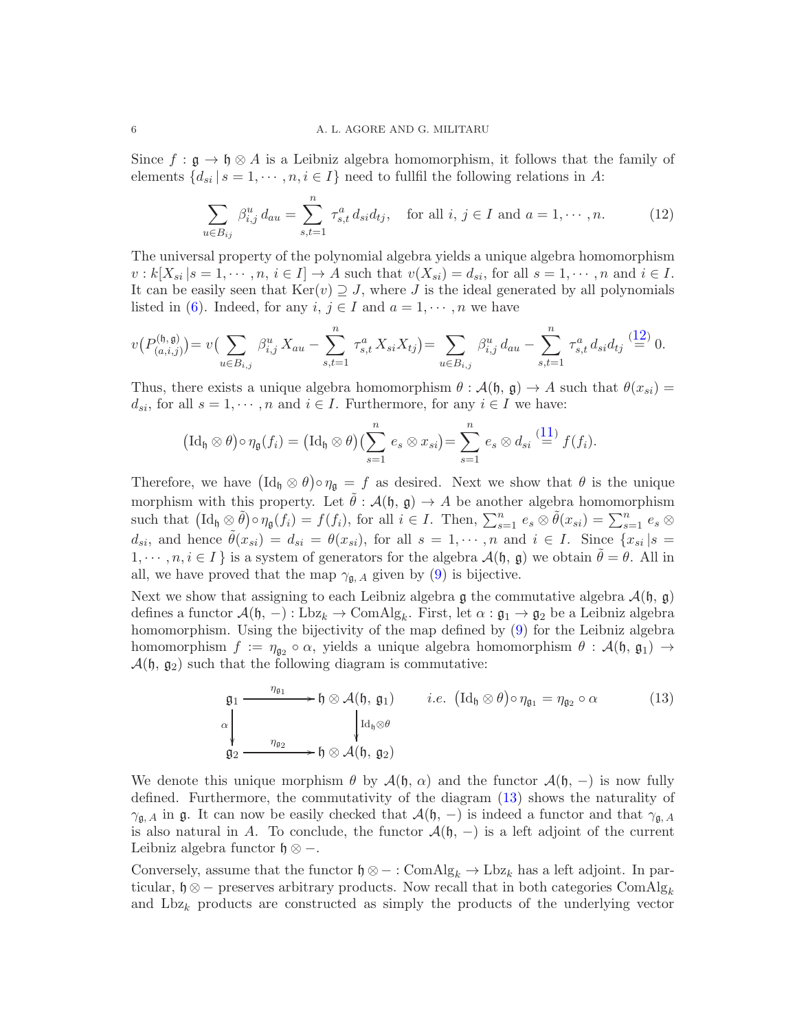Since $f : \mathfrak{g} \to \mathfrak{h} \otimes A$ is a Leibniz algebra homomorphism, it follows that the family of elements $\{d_{si} \,|\, s = 1, \cdots, n, i \in I\}$ need to fullfil the following relations in $A$:

$$\sum_{u \in B_{ij}} \beta_{i,j}^{u} \, d_{au} = \sum_{s,t=1}^{n} \tau_{s,t}^{a} \, d_{si} d_{tj}, \quad \text{for all } i, \, j \in I \text{ and } a = 1, \cdots, n. \tag{12}$$

The universal property of the polynomial algebra yields a unique algebra homomorphism $v : k[X_{si} \,|\, s = 1, \cdots, n, \, i \in I] \to A$ such that $v(X_{si}) = d_{si}$, for all $s = 1, \cdots, n$ and $i \in I$. It can be easily seen that $\mathrm{Ker}(v) \supseteq J$, where $J$ is the ideal generated by all polynomials listed in (6). Indeed, for any $i, \, j \in I$ and $a = 1, \cdots, n$ we have

$$v\big(P_{(a,i,j)}^{(\mathfrak{h},\,\mathfrak{g})}\big) = v\big(\sum_{u \in B_{i,j}} \beta_{i,j}^{u} \, X_{au} - \sum_{s,t=1}^{n} \tau_{s,t}^{a} \, X_{si} X_{tj}\big) = \sum_{u \in B_{i,j}} \beta_{i,j}^{u} \, d_{au} - \sum_{s,t=1}^{n} \tau_{s,t}^{a} \, d_{si} d_{tj} \overset{(12)}{=} 0.$$

Thus, there exists a unique algebra homomorphism $\theta : \mathcal{A}(\mathfrak{h}, \, \mathfrak{g}) \to A$ such that $\theta(x_{si}) = d_{si}$, for all $s = 1, \cdots, n$ and $i \in I$. Furthermore, for any $i \in I$ we have:

$$\big(\mathrm{Id}_{\mathfrak{h}} \otimes \theta\big) \circ \eta_{\mathfrak{g}}(f_i) = \big(\mathrm{Id}_{\mathfrak{h}} \otimes \theta\big)\big(\sum_{s=1}^{n} e_s \otimes x_{si}\big) = \sum_{s=1}^{n} e_s \otimes d_{si} \overset{(11)}{=} f(f_i).$$

Therefore, we have $\big(\mathrm{Id}_{\mathfrak{h}} \otimes \theta\big) \circ \eta_{\mathfrak{g}} = f$ as desired. Next we show that $\theta$ is the unique morphism with this property. Let $\tilde{\theta} : \mathcal{A}(\mathfrak{h}, \, \mathfrak{g}) \to A$ be another algebra homomorphism such that $\big(\mathrm{Id}_{\mathfrak{h}} \otimes \tilde{\theta}\big) \circ \eta_{\mathfrak{g}}(f_i) = f(f_i)$, for all $i \in I$. Then, $\sum_{s=1}^{n} e_s \otimes \tilde{\theta}(x_{si}) = \sum_{s=1}^{n} e_s \otimes d_{si}$, and hence $\tilde{\theta}(x_{si}) = d_{si} = \theta(x_{si})$, for all $s = 1, \cdots, n$ and $i \in I$. Since $\{x_{si} \,|\, s = 1, \cdots, n, i \in I\}$ is a system of generators for the algebra $\mathcal{A}(\mathfrak{h}, \, \mathfrak{g})$ we obtain $\tilde{\theta} = \theta$. All in all, we have proved that the map $\gamma_{\mathfrak{g}, \, A}$ given by (9) is bijective.

Next we show that assigning to each Leibniz algebra $\mathfrak{g}$ the commutative algebra $\mathcal{A}(\mathfrak{h}, \, \mathfrak{g})$ defines a functor $\mathcal{A}(\mathfrak{h}, \, -) : \mathrm{Lbz}_k \to \mathrm{ComAlg}_k$. First, let $\alpha : \mathfrak{g}_1 \to \mathfrak{g}_2$ be a Leibniz algebra homomorphism. Using the bijectivity of the map defined by (9) for the Leibniz algebra homomorphism $f := \eta_{\mathfrak{g}_2} \circ \alpha$, yields a unique algebra homomorphism $\theta : \mathcal{A}(\mathfrak{h}, \, \mathfrak{g}_1) \to \mathcal{A}(\mathfrak{h}, \, \mathfrak{g}_2)$ such that the following diagram is commutative:

$$\begin{array}{ccc} \mathfrak{g}_1 & \xrightarrow{\eta_{\mathfrak{g}_1}} & \mathfrak{h} \otimes \mathcal{A}(\mathfrak{h}, \, \mathfrak{g}_1) \\ {\scriptstyle \alpha} \downarrow & & \downarrow {\scriptstyle \mathrm{Id}_{\mathfrak{h}} \otimes \theta} \\ \mathfrak{g}_2 & \xrightarrow{\eta_{\mathfrak{g}_2}} & \mathfrak{h} \otimes \mathcal{A}(\mathfrak{h}, \, \mathfrak{g}_2) \end{array} \qquad i.e. \;\; \big(\mathrm{Id}_{\mathfrak{h}} \otimes \theta\big) \circ \eta_{\mathfrak{g}_1} = \eta_{\mathfrak{g}_2} \circ \alpha \tag{13}$$

We denote this unique morphism $\theta$ by $\mathcal{A}(\mathfrak{h}, \, \alpha)$ and the functor $\mathcal{A}(\mathfrak{h}, \, -)$ is now fully defined. Furthermore, the commutativity of the diagram (13) shows the naturality of $\gamma_{\mathfrak{g}, \, A}$ in $\mathfrak{g}$. It can now be easily checked that $\mathcal{A}(\mathfrak{h}, \, -)$ is indeed a functor and that $\gamma_{\mathfrak{g}, \, A}$ is also natural in $A$. To conclude, the functor $\mathcal{A}(\mathfrak{h}, \, -)$ is a left adjoint of the current Leibniz algebra functor $\mathfrak{h} \otimes -$.

Conversely, assume that the functor $\mathfrak{h} \otimes - : \mathrm{ComAlg}_k \to \mathrm{Lbz}_k$ has a left adjoint. In particular, $\mathfrak{h} \otimes -$ preserves arbitrary products. Now recall that in both categories $\mathrm{ComAlg}_k$ and $\mathrm{Lbz}_k$ products are constructed as simply the products of the underlying vector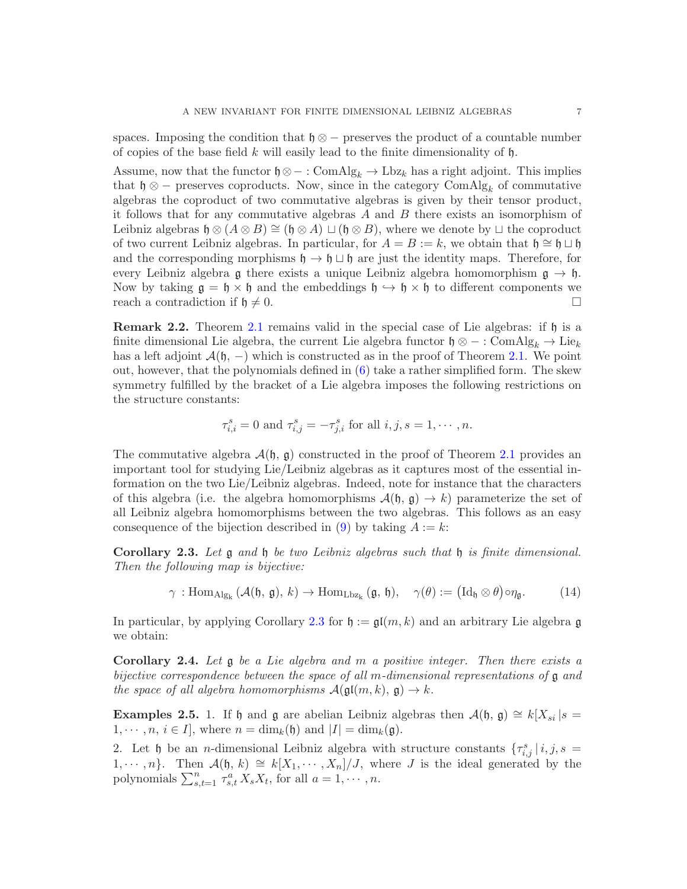spaces. Imposing the condition that $\mathfrak{h} \otimes -$ preserves the product of a countable number of copies of the base field $k$ will easily lead to the finite dimensionality of $\mathfrak{h}$.

Assume, now that the functor $\mathfrak{h} \otimes - : \mathrm{ComAlg}_k \to \mathrm{Lbz}_k$ has a right adjoint. This implies that $\mathfrak{h} \otimes -$ preserves coproducts. Now, since in the category $\mathrm{ComAlg}_k$ of commutative algebras the coproduct of two commutative algebras is given by their tensor product, it follows that for any commutative algebras $A$ and $B$ there exists an isomorphism of Leibniz algebras $\mathfrak{h} \otimes (A \otimes B) \cong (\mathfrak{h} \otimes A) \sqcup (\mathfrak{h} \otimes B)$, where we denote by $\sqcup$ the coproduct of two current Leibniz algebras. In particular, for $A = B := k$, we obtain that $\mathfrak{h} \cong \mathfrak{h} \sqcup \mathfrak{h}$ and the corresponding morphisms $\mathfrak{h} \to \mathfrak{h} \sqcup \mathfrak{h}$ are just the identity maps. Therefore, for every Leibniz algebra $\mathfrak{g}$ there exists a unique Leibniz algebra homomorphism $\mathfrak{g} \to \mathfrak{h}$. Now by taking $\mathfrak{g} = \mathfrak{h} \times \mathfrak{h}$ and the embeddings $\mathfrak{h} \hookrightarrow \mathfrak{h} \times \mathfrak{h}$ to different components we reach a contradiction if $\mathfrak{h} \neq 0$. □

**Remark 2.2.** Theorem 2.1 remains valid in the special case of Lie algebras: if $\mathfrak{h}$ is a finite dimensional Lie algebra, the current Lie algebra functor $\mathfrak{h} \otimes - : \mathrm{ComAlg}_k \to \mathrm{Lie}_k$ has a left adjoint $\mathcal{A}(\mathfrak{h}, -)$ which is constructed as in the proof of Theorem 2.1. We point out, however, that the polynomials defined in (6) take a rather simplified form. The skew symmetry fulfilled by the bracket of a Lie algebra imposes the following restrictions on the structure constants:

$$\tau_{i,i}^{s} = 0 \text{ and } \tau_{i,j}^{s} = -\tau_{j,i}^{s} \text{ for all } i, j, s = 1, \cdots, n.$$

The commutative algebra $\mathcal{A}(\mathfrak{h}, \mathfrak{g})$ constructed in the proof of Theorem 2.1 provides an important tool for studying Lie/Leibniz algebras as it captures most of the essential information on the two Lie/Leibniz algebras. Indeed, note for instance that the characters of this algebra (i.e. the algebra homomorphisms $\mathcal{A}(\mathfrak{h}, \mathfrak{g}) \to k$) parameterize the set of all Leibniz algebra homomorphisms between the two algebras. This follows as an easy consequence of the bijection described in (9) by taking $A := k$:

**Corollary 2.3.** *Let $\mathfrak{g}$ and $\mathfrak{h}$ be two Leibniz algebras such that $\mathfrak{h}$ is finite dimensional. Then the following map is bijective:*

$$\gamma : \mathrm{Hom}_{\mathrm{Alg_k}}\left(\mathcal{A}(\mathfrak{h}, \mathfrak{g}), k\right) \to \mathrm{Hom}_{\mathrm{Lbz_k}}\left(\mathfrak{g}, \mathfrak{h}\right), \quad \gamma(\theta) := \left(\mathrm{Id}_{\mathfrak{h}} \otimes \theta\right) \circ \eta_{\mathfrak{g}}. \tag{14}$$

In particular, by applying Corollary 2.3 for $\mathfrak{h} := \mathfrak{gl}(m, k)$ and an arbitrary Lie algebra $\mathfrak{g}$ we obtain:

**Corollary 2.4.** *Let $\mathfrak{g}$ be a Lie algebra and $m$ a positive integer. Then there exists a bijective correspondence between the space of all $m$-dimensional representations of $\mathfrak{g}$ and the space of all algebra homomorphisms $\mathcal{A}(\mathfrak{gl}(m, k), \mathfrak{g}) \to k$.*

**Examples 2.5.** 1. If $\mathfrak{h}$ and $\mathfrak{g}$ are abelian Leibniz algebras then $\mathcal{A}(\mathfrak{h}, \mathfrak{g}) \cong k[X_{si} \,|\, s = 1, \cdots, n, \, i \in I]$, where $n = \dim_k(\mathfrak{h})$ and $|I| = \dim_k(\mathfrak{g})$.

2. Let $\mathfrak{h}$ be an $n$-dimensional Leibniz algebra with structure constants $\{\tau_{i,j}^{s} \,|\, i, j, s = 1, \cdots, n\}$. Then $\mathcal{A}(\mathfrak{h}, k) \cong k[X_1, \cdots, X_n]/J$, where $J$ is the ideal generated by the polynomials $\sum_{s,t=1}^{n} \tau_{s,t}^{a} X_s X_t$, for all $a = 1, \cdots, n$.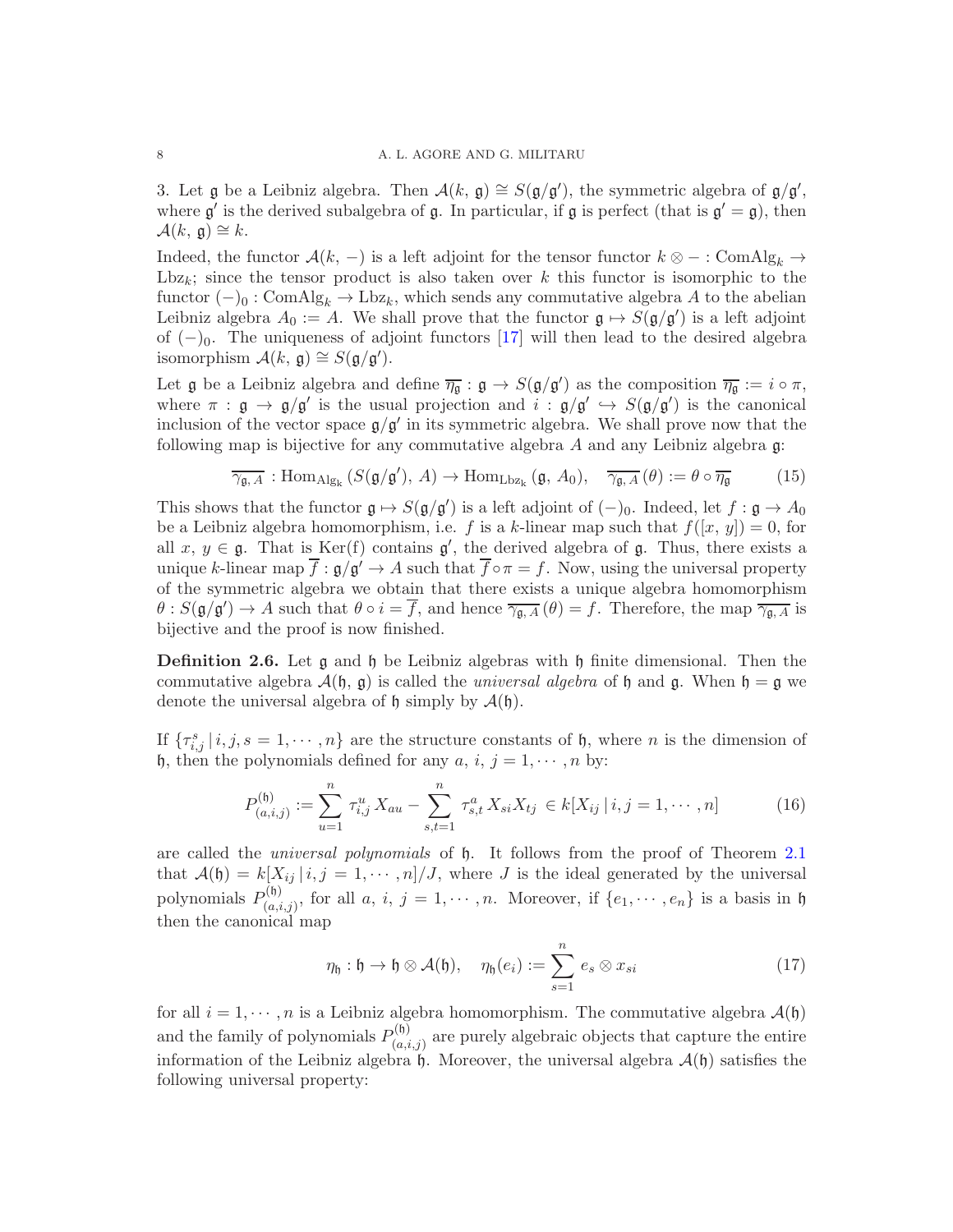3. Let $\mathfrak{g}$ be a Leibniz algebra. Then $\mathcal{A}(k,\, \mathfrak{g}) \cong S(\mathfrak{g}/\mathfrak{g}')$, the symmetric algebra of $\mathfrak{g}/\mathfrak{g}'$, where $\mathfrak{g}'$ is the derived subalgebra of $\mathfrak{g}$. In particular, if $\mathfrak{g}$ is perfect (that is $\mathfrak{g}' = \mathfrak{g}$), then $\mathcal{A}(k,\, \mathfrak{g}) \cong k$.

Indeed, the functor $\mathcal{A}(k,\, -)$ is a left adjoint for the tensor functor $k \otimes - : {\rm ComAlg}_k \to {\rm Lbz}_k$; since the tensor product is also taken over $k$ this functor is isomorphic to the functor $(-)_0 : {\rm ComAlg}_k \to {\rm Lbz}_k$, which sends any commutative algebra $A$ to the abelian Leibniz algebra $A_0 := A$. We shall prove that the functor $\mathfrak{g} \mapsto S(\mathfrak{g}/\mathfrak{g}')$ is a left adjoint of $(-)_0$. The uniqueness of adjoint functors [17] will then lead to the desired algebra isomorphism $\mathcal{A}(k,\, \mathfrak{g}) \cong S(\mathfrak{g}/\mathfrak{g}')$.

Let $\mathfrak{g}$ be a Leibniz algebra and define $\overline{\eta_{\mathfrak{g}}} : \mathfrak{g} \to S(\mathfrak{g}/\mathfrak{g}')$ as the composition $\overline{\eta_{\mathfrak{g}}} := i \circ \pi$, where $\pi : \mathfrak{g} \to \mathfrak{g}/\mathfrak{g}'$ is the usual projection and $i : \mathfrak{g}/\mathfrak{g}' \hookrightarrow S(\mathfrak{g}/\mathfrak{g}')$ is the canonical inclusion of the vector space $\mathfrak{g}/\mathfrak{g}'$ in its symmetric algebra. We shall prove now that the following map is bijective for any commutative algebra $A$ and any Leibniz algebra $\mathfrak{g}$:

$$\overline{\gamma_{\mathfrak{g},\, A}} : {\rm Hom}_{{\rm Alg}_k}\left(S(\mathfrak{g}/\mathfrak{g}'),\, A\right) \to {\rm Hom}_{{\rm Lbz}_k}\left(\mathfrak{g},\, A_0\right), \quad \overline{\gamma_{\mathfrak{g},\, A}}\,(\theta) := \theta \circ \overline{\eta_{\mathfrak{g}}} \tag{15}$$

This shows that the functor $\mathfrak{g} \mapsto S(\mathfrak{g}/\mathfrak{g}')$ is a left adjoint of $(-)_0$. Indeed, let $f : \mathfrak{g} \to A_0$ be a Leibniz algebra homomorphism, i.e. $f$ is a $k$-linear map such that $f([x,\, y]) = 0$, for all $x,\, y \in \mathfrak{g}$. That is ${\rm Ker(f)}$ contains $\mathfrak{g}'$, the derived algebra of $\mathfrak{g}$. Thus, there exists a unique $k$-linear map $\overline{f} : \mathfrak{g}/\mathfrak{g}' \to A$ such that $\overline{f} \circ \pi = f$. Now, using the universal property of the symmetric algebra we obtain that there exists a unique algebra homomorphism $\theta : S(\mathfrak{g}/\mathfrak{g}') \to A$ such that $\theta \circ i = \overline{f}$, and hence $\overline{\gamma_{\mathfrak{g},\, A}}\,(\theta) = f$. Therefore, the map $\overline{\gamma_{\mathfrak{g},\, A}}$ is bijective and the proof is now finished.

**Definition 2.6.** Let $\mathfrak{g}$ and $\mathfrak{h}$ be Leibniz algebras with $\mathfrak{h}$ finite dimensional. Then the commutative algebra $\mathcal{A}(\mathfrak{h},\, \mathfrak{g})$ is called the *universal algebra* of $\mathfrak{h}$ and $\mathfrak{g}$. When $\mathfrak{h} = \mathfrak{g}$ we denote the universal algebra of $\mathfrak{h}$ simply by $\mathcal{A}(\mathfrak{h})$.

If $\{\tau_{i,j}^{s} \,|\, i, j, s = 1, \cdots, n\}$ are the structure constants of $\mathfrak{h}$, where $n$ is the dimension of $\mathfrak{h}$, then the polynomials defined for any $a,\, i,\, j = 1, \cdots, n$ by:

$$P_{(a,i,j)}^{(\mathfrak{h})} := \sum_{u=1}^{n} \tau_{i,j}^{u}\, X_{au} - \sum_{s,t=1}^{n} \tau_{s,t}^{a}\, X_{si} X_{tj} \in k[X_{ij} \,|\, i, j = 1, \cdots, n] \tag{16}$$

are called the *universal polynomials* of $\mathfrak{h}$. It follows from the proof of Theorem 2.1 that $\mathcal{A}(\mathfrak{h}) = k[X_{ij} \,|\, i, j = 1, \cdots, n]/J$, where $J$ is the ideal generated by the universal polynomials $P_{(a,i,j)}^{(\mathfrak{h})}$, for all $a,\, i,\, j = 1, \cdots, n$. Moreover, if $\{e_1, \cdots, e_n\}$ is a basis in $\mathfrak{h}$ then the canonical map

$$\eta_{\mathfrak{h}} : \mathfrak{h} \to \mathfrak{h} \otimes \mathcal{A}(\mathfrak{h}), \quad \eta_{\mathfrak{h}}(e_i) := \sum_{s=1}^{n} e_s \otimes x_{si} \tag{17}$$

for all $i = 1, \cdots, n$ is a Leibniz algebra homomorphism. The commutative algebra $\mathcal{A}(\mathfrak{h})$ and the family of polynomials $P_{(a,i,j)}^{(\mathfrak{h})}$ are purely algebraic objects that capture the entire information of the Leibniz algebra $\mathfrak{h}$. Moreover, the universal algebra $\mathcal{A}(\mathfrak{h})$ satisfies the following universal property: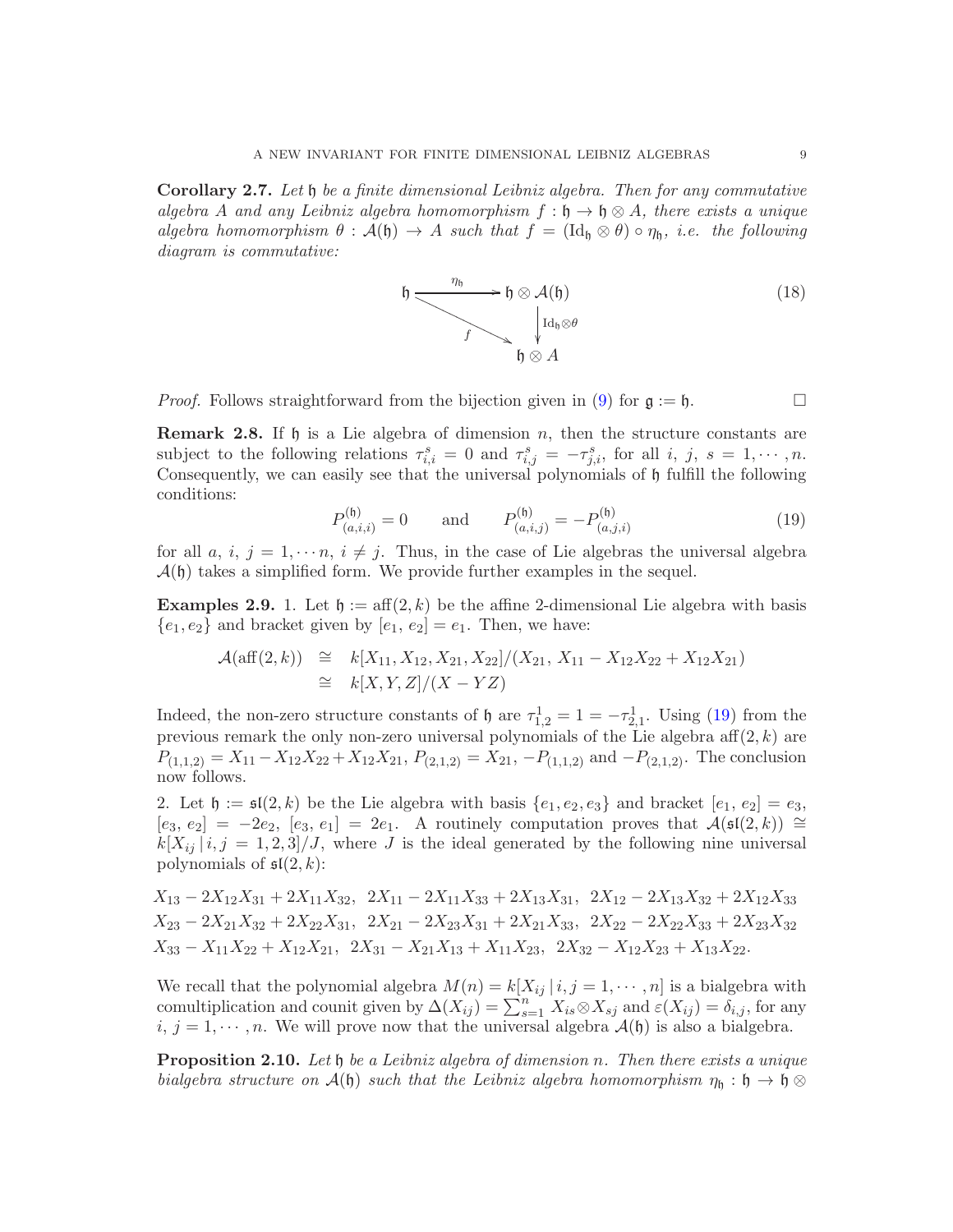**Corollary 2.7.** *Let $\mathfrak{h}$ be a finite dimensional Leibniz algebra. Then for any commutative algebra $A$ and any Leibniz algebra homomorphism $f : \mathfrak{h} \to \mathfrak{h} \otimes A$, there exists a unique algebra homomorphism $\theta : \mathcal{A}(\mathfrak{h}) \to A$ such that $f = (\mathrm{Id}_{\mathfrak{h}} \otimes \theta) \circ \eta_{\mathfrak{h}}$, i.e. the following diagram is commutative:*

$$\begin{array}{ccc} \mathfrak{h} & \xrightarrow{\eta_{\mathfrak{h}}} & \mathfrak{h} \otimes \mathcal{A}(\mathfrak{h}) \\ & \searrow^{f} & \downarrow{\scriptstyle \mathrm{Id}_{\mathfrak{h}} \otimes \theta} \\ & & \mathfrak{h} \otimes A \end{array} \tag{18}$$

*Proof.* Follows straightforward from the bijection given in (9) for $\mathfrak{g} := \mathfrak{h}$. $\square$

**Remark 2.8.** If $\mathfrak{h}$ is a Lie algebra of dimension $n$, then the structure constants are subject to the following relations $\tau_{i,i}^{s} = 0$ and $\tau_{i,j}^{s} = -\tau_{j,i}^{s}$, for all $i$, $j$, $s = 1, \cdots, n$. Consequently, we can easily see that the universal polynomials of $\mathfrak{h}$ fulfill the following conditions:

$$P_{(a,i,i)}^{(\mathfrak{h})} = 0 \qquad \text{and} \qquad P_{(a,i,j)}^{(\mathfrak{h})} = -P_{(a,j,i)}^{(\mathfrak{h})} \tag{19}$$

for all $a$, $i$, $j = 1, \cdots n$, $i \neq j$. Thus, in the case of Lie algebras the universal algebra $\mathcal{A}(\mathfrak{h})$ takes a simplified form. We provide further examples in the sequel.

**Examples 2.9.** 1. Let $\mathfrak{h} := \mathrm{aff}(2, k)$ be the affine 2-dimensional Lie algebra with basis $\{e_1, e_2\}$ and bracket given by $[e_1, e_2] = e_1$. Then, we have:

$$\begin{aligned} \mathcal{A}(\mathrm{aff}(2,k)) &\cong k[X_{11}, X_{12}, X_{21}, X_{22}]/(X_{21},\ X_{11} - X_{12}X_{22} + X_{12}X_{21}) \\ &\cong k[X, Y, Z]/(X - YZ) \end{aligned}$$

Indeed, the non-zero structure constants of $\mathfrak{h}$ are $\tau_{1,2}^{1} = 1 = -\tau_{2,1}^{1}$. Using (19) from the previous remark the only non-zero universal polynomials of the Lie algebra $\mathrm{aff}(2, k)$ are $P_{(1,1,2)} = X_{11} - X_{12}X_{22} + X_{12}X_{21}$, $P_{(2,1,2)} = X_{21}$, $-P_{(1,1,2)}$ and $-P_{(2,1,2)}$. The conclusion now follows.

2. Let $\mathfrak{h} := \mathfrak{sl}(2, k)$ be the Lie algebra with basis $\{e_1, e_2, e_3\}$ and bracket $[e_1, e_2] = e_3$, $[e_3, e_2] = -2e_2$, $[e_3, e_1] = 2e_1$. A routinely computation proves that $\mathcal{A}(\mathfrak{sl}(2, k)) \cong k[X_{ij}\,|\,i, j = 1, 2, 3]/J$, where $J$ is the ideal generated by the following nine universal polynomials of $\mathfrak{sl}(2, k)$:

$$\begin{gathered} X_{13} - 2X_{12}X_{31} + 2X_{11}X_{32},\ \ 2X_{11} - 2X_{11}X_{33} + 2X_{13}X_{31},\ \ 2X_{12} - 2X_{13}X_{32} + 2X_{12}X_{33} \\ X_{23} - 2X_{21}X_{32} + 2X_{22}X_{31},\ \ 2X_{21} - 2X_{23}X_{31} + 2X_{21}X_{33},\ \ 2X_{22} - 2X_{22}X_{33} + 2X_{23}X_{32} \\ X_{33} - X_{11}X_{22} + X_{12}X_{21},\ \ 2X_{31} - X_{21}X_{13} + X_{11}X_{23},\ \ 2X_{32} - X_{12}X_{23} + X_{13}X_{22}. \end{gathered}$$

We recall that the polynomial algebra $M(n) = k[X_{ij}\,|\,i, j = 1, \cdots, n]$ is a bialgebra with comultiplication and counit given by $\Delta(X_{ij}) = \sum_{s=1}^{n} X_{is} \otimes X_{sj}$ and $\varepsilon(X_{ij}) = \delta_{i,j}$, for any $i$, $j = 1, \cdots, n$. We will prove now that the universal algebra $\mathcal{A}(\mathfrak{h})$ is also a bialgebra.

**Proposition 2.10.** *Let $\mathfrak{h}$ be a Leibniz algebra of dimension $n$. Then there exists a unique bialgebra structure on $\mathcal{A}(\mathfrak{h})$ such that the Leibniz algebra homomorphism $\eta_{\mathfrak{h}} : \mathfrak{h} \to \mathfrak{h} \otimes$*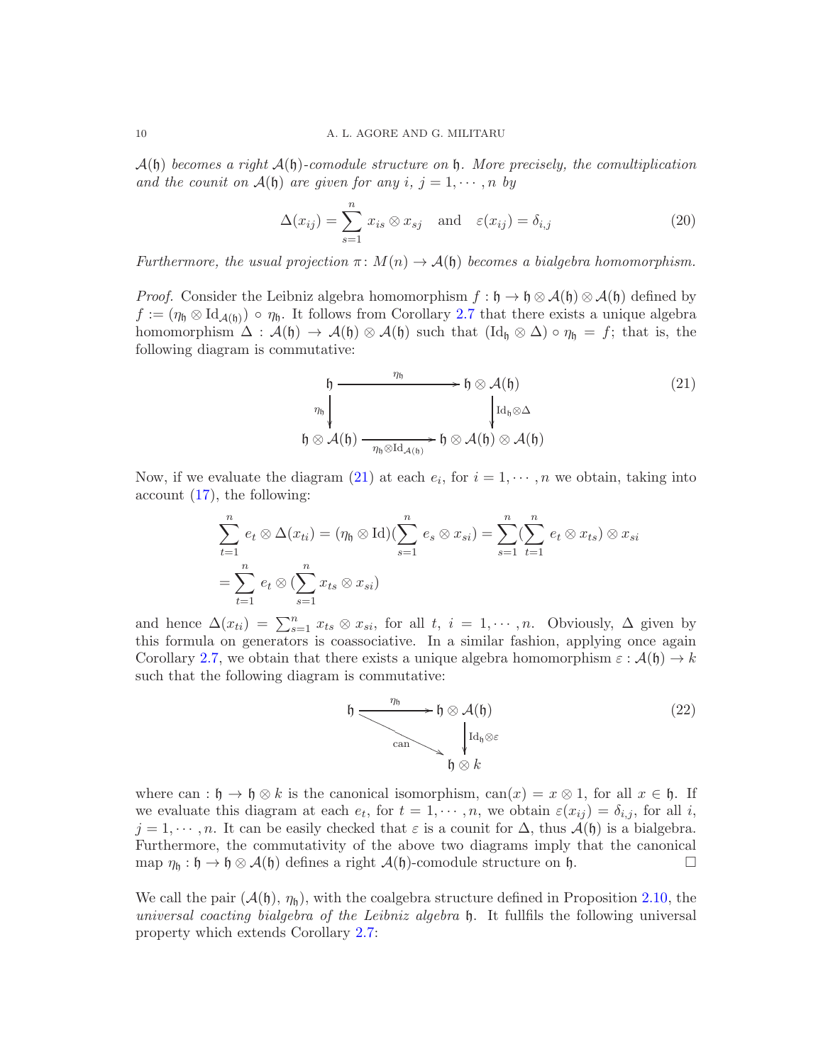*$\mathcal{A}(\mathfrak{h})$ becomes a right $\mathcal{A}(\mathfrak{h})$-comodule structure on $\mathfrak{h}$. More precisely, the comultiplication and the counit on $\mathcal{A}(\mathfrak{h})$ are given for any $i,\ j = 1, \cdots, n$ by*

$$\Delta(x_{ij}) = \sum_{s=1}^{n} x_{is} \otimes x_{sj} \quad \text{and} \quad \varepsilon(x_{ij}) = \delta_{i,j} \tag{20}$$

*Furthermore, the usual projection $\pi \colon M(n) \to \mathcal{A}(\mathfrak{h})$ becomes a bialgebra homomorphism.*

*Proof.* Consider the Leibniz algebra homomorphism $f : \mathfrak{h} \to \mathfrak{h} \otimes \mathcal{A}(\mathfrak{h}) \otimes \mathcal{A}(\mathfrak{h})$ defined by $f := (\eta_{\mathfrak{h}} \otimes \mathrm{Id}_{\mathcal{A}(\mathfrak{h})}) \circ \eta_{\mathfrak{h}}$. It follows from Corollary 2.7 that there exists a unique algebra homomorphism $\Delta : \mathcal{A}(\mathfrak{h}) \to \mathcal{A}(\mathfrak{h}) \otimes \mathcal{A}(\mathfrak{h})$ such that $(\mathrm{Id}_{\mathfrak{h}} \otimes \Delta) \circ \eta_{\mathfrak{h}} = f$; that is, the following diagram is commutative:

$$\begin{array}{ccc}
\mathfrak{h} & \xrightarrow{\ \eta_{\mathfrak{h}}\ } & \mathfrak{h} \otimes \mathcal{A}(\mathfrak{h}) \\
{\scriptstyle \eta_{\mathfrak{h}}}\downarrow & & \downarrow{\scriptstyle \mathrm{Id}_{\mathfrak{h}} \otimes \Delta} \\
\mathfrak{h} \otimes \mathcal{A}(\mathfrak{h}) & \xrightarrow[\ \eta_{\mathfrak{h}} \otimes \mathrm{Id}_{\mathcal{A}(\mathfrak{h})}\ ]{} & \mathfrak{h} \otimes \mathcal{A}(\mathfrak{h}) \otimes \mathcal{A}(\mathfrak{h})
\end{array} \tag{21}$$

Now, if we evaluate the diagram (21) at each $e_i$, for $i = 1, \cdots, n$ we obtain, taking into account (17), the following:

$$\sum_{t=1}^{n} e_t \otimes \Delta(x_{ti}) = (\eta_{\mathfrak{h}} \otimes \mathrm{Id})(\sum_{s=1}^{n} e_s \otimes x_{si}) = \sum_{s=1}^{n} (\sum_{t=1}^{n} e_t \otimes x_{ts}) \otimes x_{si}$$
$$= \sum_{t=1}^{n} e_t \otimes (\sum_{s=1}^{n} x_{ts} \otimes x_{si})$$

and hence $\Delta(x_{ti}) = \sum_{s=1}^{n} x_{ts} \otimes x_{si}$, for all $t,\ i = 1, \cdots, n$. Obviously, $\Delta$ given by this formula on generators is coassociative. In a similar fashion, applying once again Corollary 2.7, we obtain that there exists a unique algebra homomorphism $\varepsilon : \mathcal{A}(\mathfrak{h}) \to k$ such that the following diagram is commutative:

$$\begin{array}{ccc}
\mathfrak{h} & \xrightarrow{\ \eta_{\mathfrak{h}}\ } & \mathfrak{h} \otimes \mathcal{A}(\mathfrak{h}) \\
& {\scriptstyle \mathrm{can}}\searrow & \downarrow{\scriptstyle \mathrm{Id}_{\mathfrak{h}} \otimes \varepsilon} \\
& & \mathfrak{h} \otimes k
\end{array} \tag{22}$$

where $\mathrm{can} : \mathfrak{h} \to \mathfrak{h} \otimes k$ is the canonical isomorphism, $\mathrm{can}(x) = x \otimes 1$, for all $x \in \mathfrak{h}$. If we evaluate this diagram at each $e_t$, for $t = 1, \cdots, n$, we obtain $\varepsilon(x_{ij}) = \delta_{i,j}$, for all $i$, $j = 1, \cdots, n$. It can be easily checked that $\varepsilon$ is a counit for $\Delta$, thus $\mathcal{A}(\mathfrak{h})$ is a bialgebra. Furthermore, the commutativity of the above two diagrams imply that the canonical map $\eta_{\mathfrak{h}} : \mathfrak{h} \to \mathfrak{h} \otimes \mathcal{A}(\mathfrak{h})$ defines a right $\mathcal{A}(\mathfrak{h})$-comodule structure on $\mathfrak{h}$. □

We call the pair $(\mathcal{A}(\mathfrak{h}),\ \eta_{\mathfrak{h}})$, with the coalgebra structure defined in Proposition 2.10, the *universal coacting bialgebra of the Leibniz algebra* $\mathfrak{h}$. It fullfils the following universal property which extends Corollary 2.7: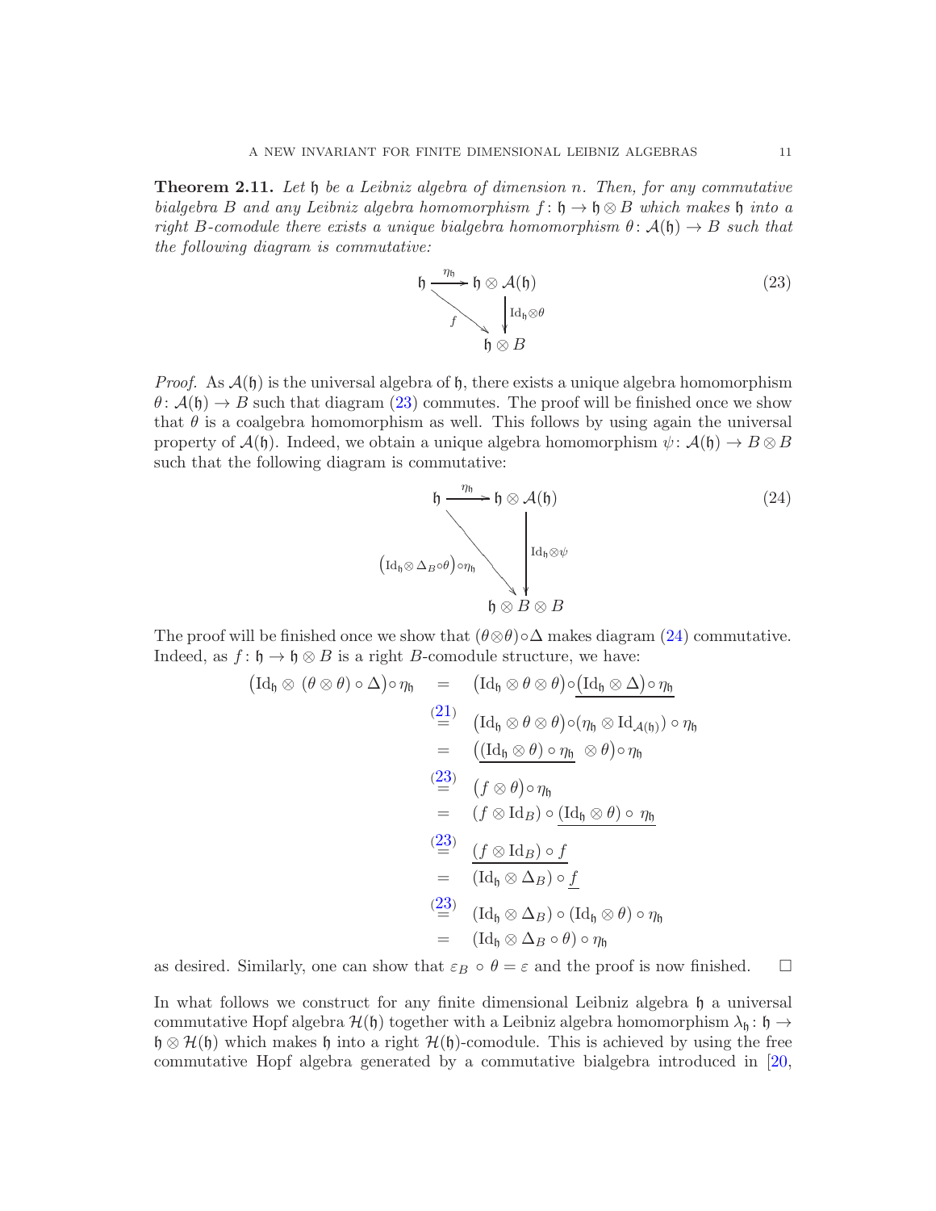**Theorem 2.11.** *Let $\mathfrak{h}$ be a Leibniz algebra of dimension $n$. Then, for any commutative bialgebra $B$ and any Leibniz algebra homomorphism $f\colon \mathfrak{h} \to \mathfrak{h} \otimes B$ which makes $\mathfrak{h}$ into a right $B$-comodule there exists a unique bialgebra homomorphism $\theta\colon \mathcal{A}(\mathfrak{h}) \to B$ such that the following diagram is commutative:*

$$
\begin{array}{ccc}
\mathfrak{h} & \xrightarrow{\eta_{\mathfrak{h}}} & \mathfrak{h} \otimes \mathcal{A}(\mathfrak{h}) \\
& {\scriptstyle f}\searrow & \big\downarrow {\scriptstyle \mathrm{Id}_{\mathfrak{h}} \otimes \theta} \\
& & \mathfrak{h} \otimes B
\end{array}
\tag{23}
$$

*Proof.* As $\mathcal{A}(\mathfrak{h})$ is the universal algebra of $\mathfrak{h}$, there exists a unique algebra homomorphism $\theta\colon \mathcal{A}(\mathfrak{h}) \to B$ such that diagram (23) commutes. The proof will be finished once we show that $\theta$ is a coalgebra homomorphism as well. This follows by using again the universal property of $\mathcal{A}(\mathfrak{h})$. Indeed, we obtain a unique algebra homomorphism $\psi\colon \mathcal{A}(\mathfrak{h}) \to B \otimes B$ such that the following diagram is commutative:

$$
\begin{array}{ccc}
\mathfrak{h} & \xrightarrow{\eta_{\mathfrak{h}}} & \mathfrak{h} \otimes \mathcal{A}(\mathfrak{h}) \\
& {\scriptstyle \left(\mathrm{Id}_{\mathfrak{h}} \otimes \Delta_B \circ \theta\right) \circ \eta_{\mathfrak{h}}}\searrow & \big\downarrow {\scriptstyle \mathrm{Id}_{\mathfrak{h}} \otimes \psi} \\
& & \mathfrak{h} \otimes B \otimes B
\end{array}
\tag{24}
$$

The proof will be finished once we show that $(\theta \otimes \theta) \circ \Delta$ makes diagram (24) commutative. Indeed, as $f\colon \mathfrak{h} \to \mathfrak{h} \otimes B$ is a right $B$-comodule structure, we have:

$$
\begin{aligned}
\big(\mathrm{Id}_{\mathfrak{h}} \otimes\, (\theta \otimes \theta) \circ \Delta\big) \circ \eta_{\mathfrak{h}} &= \big(\mathrm{Id}_{\mathfrak{h}} \otimes \theta \otimes \theta\big) \circ \underline{\big(\mathrm{Id}_{\mathfrak{h}} \otimes \Delta\big) \circ \eta_{\mathfrak{h}}} \\
&\overset{(21)}{=} \big(\mathrm{Id}_{\mathfrak{h}} \otimes \theta \otimes \theta\big) \circ (\eta_{\mathfrak{h}} \otimes \mathrm{Id}_{\mathcal{A}(\mathfrak{h})}) \circ \eta_{\mathfrak{h}} \\
&= \big(\underline{(\mathrm{Id}_{\mathfrak{h}} \otimes \theta) \circ \eta_{\mathfrak{h}}}\ \otimes \theta\big) \circ \eta_{\mathfrak{h}} \\
&\overset{(23)}{=} \big(f \otimes \theta\big) \circ \eta_{\mathfrak{h}} \\
&= (f \otimes \mathrm{Id}_B) \circ \underline{(\mathrm{Id}_{\mathfrak{h}} \otimes \theta) \circ\ \eta_{\mathfrak{h}}} \\
&\overset{(23)}{=} \underline{(f \otimes \mathrm{Id}_B) \circ f} \\
&= (\mathrm{Id}_{\mathfrak{h}} \otimes \Delta_B) \circ \underline{f} \\
&\overset{(23)}{=} (\mathrm{Id}_{\mathfrak{h}} \otimes \Delta_B) \circ (\mathrm{Id}_{\mathfrak{h}} \otimes \theta) \circ \eta_{\mathfrak{h}} \\
&= (\mathrm{Id}_{\mathfrak{h}} \otimes \Delta_B \circ \theta) \circ \eta_{\mathfrak{h}}
\end{aligned}
$$

as desired. Similarly, one can show that $\varepsilon_B \circ \theta = \varepsilon$ and the proof is now finished. $\square$

In what follows we construct for any finite dimensional Leibniz algebra $\mathfrak{h}$ a universal commutative Hopf algebra $\mathcal{H}(\mathfrak{h})$ together with a Leibniz algebra homomorphism $\lambda_{\mathfrak{h}}\colon \mathfrak{h} \to \mathfrak{h} \otimes \mathcal{H}(\mathfrak{h})$ which makes $\mathfrak{h}$ into a right $\mathcal{H}(\mathfrak{h})$-comodule. This is achieved by using the free commutative Hopf algebra generated by a commutative bialgebra introduced in [20,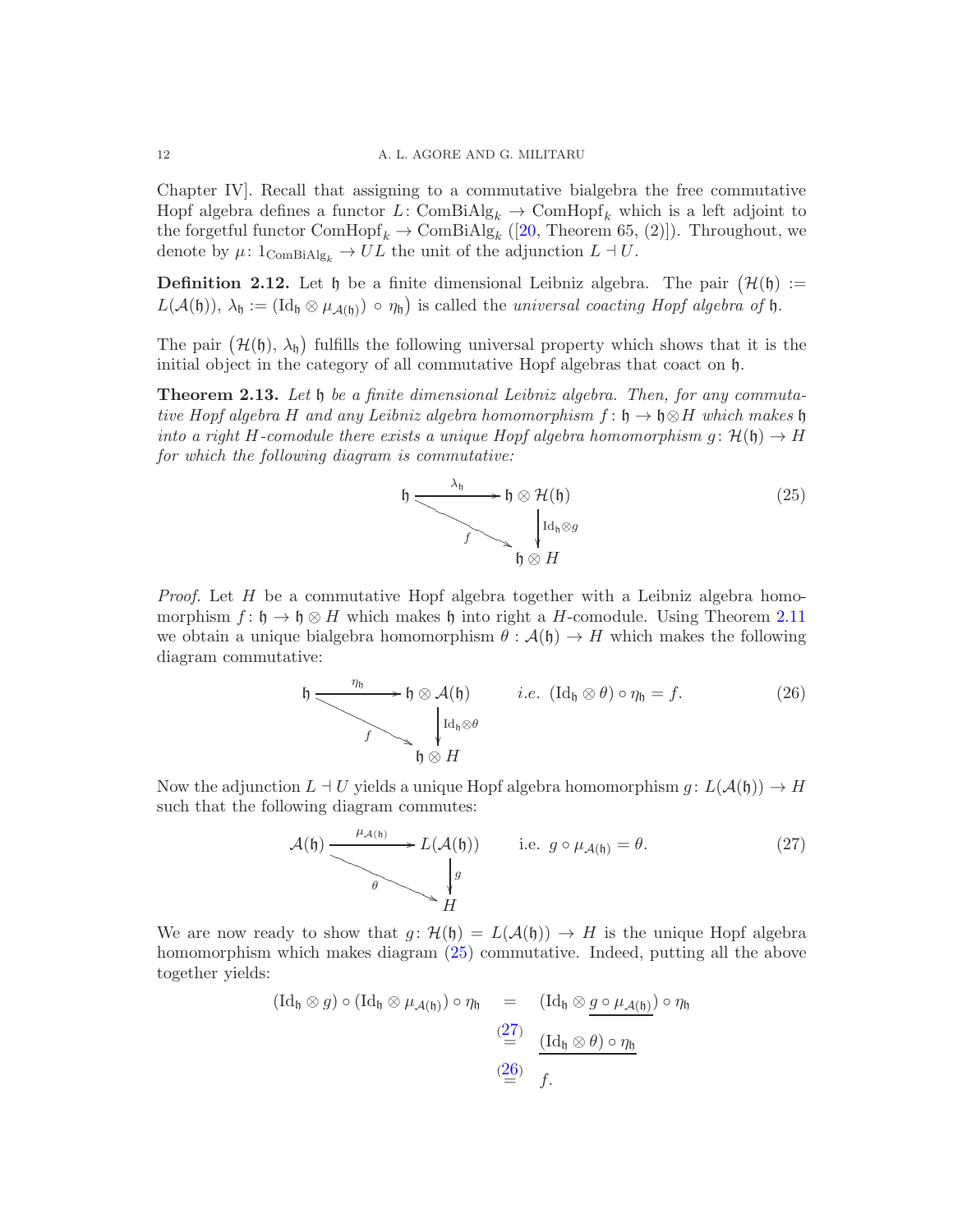Chapter IV]. Recall that assigning to a commutative bialgebra the free commutative Hopf algebra defines a functor $L\colon \mathrm{ComBiAlg}_k \to \mathrm{ComHopf}_k$ which is a left adjoint to the forgetful functor $\mathrm{ComHopf}_k \to \mathrm{ComBiAlg}_k$ ([20, Theorem 65, (2)]). Throughout, we denote by $\mu\colon 1_{\mathrm{ComBiAlg}_k} \to UL$ the unit of the adjunction $L \dashv U$.

**Definition 2.12.** Let $\mathfrak{h}$ be a finite dimensional Leibniz algebra. The pair $\big(\mathcal{H}(\mathfrak{h}) := L(\mathcal{A}(\mathfrak{h})),\ \lambda_{\mathfrak{h}} := (\mathrm{Id}_{\mathfrak{h}} \otimes \mu_{\mathcal{A}(\mathfrak{h})}) \circ \eta_{\mathfrak{h}}\big)$ is called the *universal coacting Hopf algebra of* $\mathfrak{h}$.

The pair $\big(\mathcal{H}(\mathfrak{h}),\ \lambda_{\mathfrak{h}}\big)$ fulfills the following universal property which shows that it is the initial object in the category of all commutative Hopf algebras that coact on $\mathfrak{h}$.

**Theorem 2.13.** *Let $\mathfrak{h}$ be a finite dimensional Leibniz algebra. Then, for any commutative Hopf algebra $H$ and any Leibniz algebra homomorphism $f\colon \mathfrak{h} \to \mathfrak{h}\otimes H$ which makes $\mathfrak{h}$ into a right $H$-comodule there exists a unique Hopf algebra homomorphism $g\colon \mathcal{H}(\mathfrak{h}) \to H$ for which the following diagram is commutative:*

$$\begin{array}{ccc} \mathfrak{h} & \xrightarrow{\ \lambda_{\mathfrak{h}}\ } & \mathfrak{h}\otimes \mathcal{H}(\mathfrak{h}) \\ & {\scriptstyle f}\searrow & \Big\downarrow {\scriptstyle \mathrm{Id}_{\mathfrak{h}}\otimes g} \\ & & \mathfrak{h}\otimes H \end{array} \tag{25}$$

*Proof.* Let $H$ be a commutative Hopf algebra together with a Leibniz algebra homomorphism $f\colon \mathfrak{h} \to \mathfrak{h}\otimes H$ which makes $\mathfrak{h}$ into right a $H$-comodule. Using Theorem 2.11 we obtain a unique bialgebra homomorphism $\theta : \mathcal{A}(\mathfrak{h}) \to H$ which makes the following diagram commutative:

$$\begin{array}{ccc} \mathfrak{h} & \xrightarrow{\ \eta_{\mathfrak{h}}\ } & \mathfrak{h}\otimes \mathcal{A}(\mathfrak{h}) \\ & {\scriptstyle f}\searrow & \Big\downarrow {\scriptstyle \mathrm{Id}_{\mathfrak{h}}\otimes \theta} \\ & & \mathfrak{h}\otimes H \end{array} \qquad i.e.\ \ (\mathrm{Id}_{\mathfrak{h}} \otimes \theta)\circ \eta_{\mathfrak{h}} = f. \tag{26}$$

Now the adjunction $L \dashv U$ yields a unique Hopf algebra homomorphism $g\colon L(\mathcal{A}(\mathfrak{h})) \to H$ such that the following diagram commutes:

$$\begin{array}{ccc} \mathcal{A}(\mathfrak{h}) & \xrightarrow{\ \mu_{\mathcal{A}(\mathfrak{h})}\ } & L(\mathcal{A}(\mathfrak{h})) \\ & {\scriptstyle \theta}\searrow & \Big\downarrow {\scriptstyle g} \\ & & H \end{array} \qquad \text{i.e. } g\circ \mu_{\mathcal{A}(\mathfrak{h})} = \theta. \tag{27}$$

We are now ready to show that $g\colon \mathcal{H}(\mathfrak{h}) = L(\mathcal{A}(\mathfrak{h})) \to H$ is the unique Hopf algebra homomorphism which makes diagram (25) commutative. Indeed, putting all the above together yields:

$$\begin{aligned} (\mathrm{Id}_{\mathfrak{h}} \otimes g)\circ (\mathrm{Id}_{\mathfrak{h}} \otimes \mu_{\mathcal{A}(\mathfrak{h})})\circ \eta_{\mathfrak{h}} &= (\mathrm{Id}_{\mathfrak{h}} \otimes \underline{g\circ \mu_{\mathcal{A}(\mathfrak{h})}})\circ \eta_{\mathfrak{h}} \\ &\overset{(27)}{=} \underline{(\mathrm{Id}_{\mathfrak{h}} \otimes \theta)\circ \eta_{\mathfrak{h}}} \\ &\overset{(26)}{=} f. \end{aligned}$$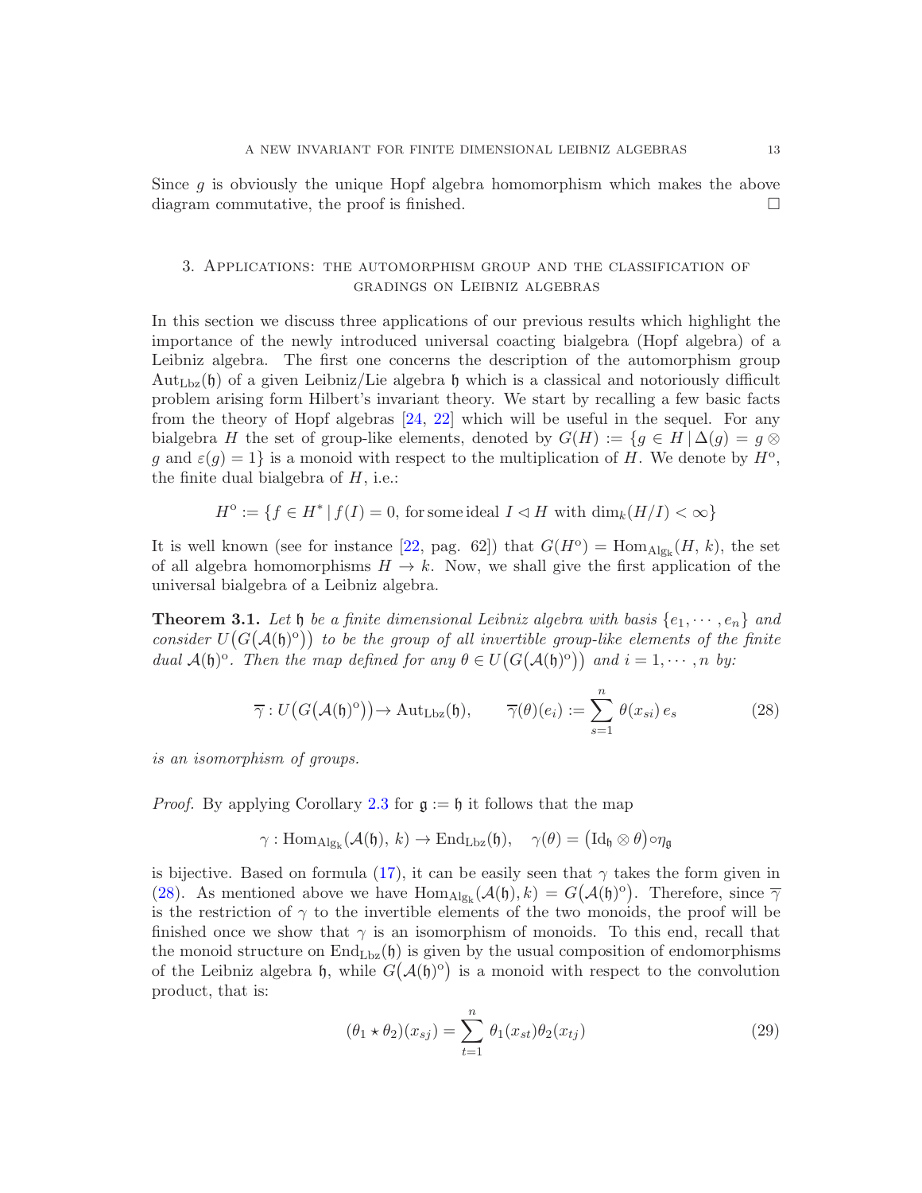Since $g$ is obviously the unique Hopf algebra homomorphism which makes the above diagram commutative, the proof is finished. □

## 3. Applications: the automorphism group and the classification of gradings on Leibniz algebras

In this section we discuss three applications of our previous results which highlight the importance of the newly introduced universal coacting bialgebra (Hopf algebra) of a Leibniz algebra. The first one concerns the description of the automorphism group $\mathrm{Aut}_{\mathrm{Lbz}}(\mathfrak{h})$ of a given Leibniz/Lie algebra $\mathfrak{h}$ which is a classical and notoriously difficult problem arising form Hilbert's invariant theory. We start by recalling a few basic facts from the theory of Hopf algebras [24, 22] which will be useful in the sequel. For any bialgebra $H$ the set of group-like elements, denoted by $G(H) := \{g \in H \,|\, \Delta(g) = g \otimes g \text{ and } \varepsilon(g) = 1\}$ is a monoid with respect to the multiplication of $H$. We denote by $H^{\mathrm{o}}$, the finite dual bialgebra of $H$, i.e.:

$$H^{\mathrm{o}} := \{f \in H^* \,|\, f(I) = 0, \text{ for some ideal } I \lhd H \text{ with } \dim_k(H/I) < \infty\}$$

It is well known (see for instance [22, pag. 62]) that $G(H^{\mathrm{o}}) = \mathrm{Hom}_{\mathrm{Alg}_k}(H, \, k)$, the set of all algebra homomorphisms $H \to k$. Now, we shall give the first application of the universal bialgebra of a Leibniz algebra.

**Theorem 3.1.** *Let $\mathfrak{h}$ be a finite dimensional Leibniz algebra with basis $\{e_1, \cdots, e_n\}$ and consider $U\big(G\big(\mathcal{A}(\mathfrak{h})^{\mathrm{o}}\big)\big)$ to be the group of all invertible group-like elements of the finite dual $\mathcal{A}(\mathfrak{h})^{\mathrm{o}}$. Then the map defined for any $\theta \in U\big(G\big(\mathcal{A}(\mathfrak{h})^{\mathrm{o}}\big)\big)$ and $i = 1, \cdots, n$ by:*

$$\overline{\gamma} : U\big(G\big(\mathcal{A}(\mathfrak{h})^{\mathrm{o}}\big)\big) \to \mathrm{Aut}_{\mathrm{Lbz}}(\mathfrak{h}), \qquad \overline{\gamma}(\theta)(e_i) := \sum_{s=1}^{n} \theta(x_{si})\, e_s \tag{28}$$

*is an isomorphism of groups.*

*Proof.* By applying Corollary 2.3 for $\mathfrak{g} := \mathfrak{h}$ it follows that the map

$$\gamma : \mathrm{Hom}_{\mathrm{Alg}_k}(\mathcal{A}(\mathfrak{h}), \, k) \to \mathrm{End}_{\mathrm{Lbz}}(\mathfrak{h}), \quad \gamma(\theta) = \big(\mathrm{Id}_{\mathfrak{h}} \otimes \theta\big) \circ \eta_{\mathfrak{g}}$$

is bijective. Based on formula (17), it can be easily seen that $\gamma$ takes the form given in (28). As mentioned above we have $\mathrm{Hom}_{\mathrm{Alg}_k}(\mathcal{A}(\mathfrak{h}), k) = G\big(\mathcal{A}(\mathfrak{h})^{\mathrm{o}}\big)$. Therefore, since $\overline{\gamma}$ is the restriction of $\gamma$ to the invertible elements of the two monoids, the proof will be finished once we show that $\gamma$ is an isomorphism of monoids. To this end, recall that the monoid structure on $\mathrm{End}_{\mathrm{Lbz}}(\mathfrak{h})$ is given by the usual composition of endomorphisms of the Leibniz algebra $\mathfrak{h}$, while $G\big(\mathcal{A}(\mathfrak{h})^{\mathrm{o}}\big)$ is a monoid with respect to the convolution product, that is:

$$(\theta_1 \star \theta_2)(x_{sj}) = \sum_{t=1}^{n} \theta_1(x_{st})\theta_2(x_{tj}) \tag{29}$$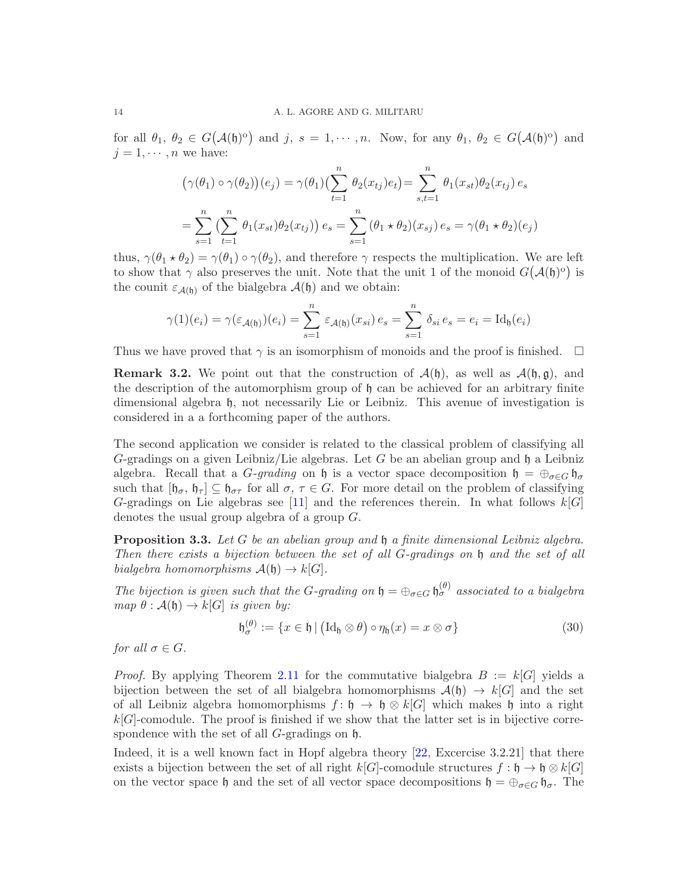for all $\theta_1,\ \theta_2 \in G\big(\mathcal{A}(\mathfrak{h})^{\rm o}\big)$ and $j,\ s = 1, \cdots, n$. Now, for any $\theta_1,\ \theta_2 \in G\big(\mathcal{A}(\mathfrak{h})^{\rm o}\big)$ and $j = 1, \cdots, n$ we have:

$$
\begin{aligned}
\big(\gamma(\theta_1) \circ \gamma(\theta_2)\big)(e_j) &= \gamma(\theta_1)\big(\sum_{t=1}^{n} \theta_2(x_{tj}) e_t\big) = \sum_{s,t=1}^{n} \theta_1(x_{st}) \theta_2(x_{tj})\, e_s \\
&= \sum_{s=1}^{n} \big(\sum_{t=1}^{n} \theta_1(x_{st}) \theta_2(x_{tj})\big)\, e_s = \sum_{s=1}^{n} (\theta_1 \star \theta_2)(x_{sj})\, e_s = \gamma(\theta_1 \star \theta_2)(e_j)
\end{aligned}
$$

thus, $\gamma(\theta_1 \star \theta_2) = \gamma(\theta_1) \circ \gamma(\theta_2)$, and therefore $\gamma$ respects the multiplication. We are left to show that $\gamma$ also preserves the unit. Note that the unit 1 of the monoid $G\big(\mathcal{A}(\mathfrak{h})^{\rm o}\big)$ is the counit $\varepsilon_{\mathcal{A}(\mathfrak{h})}$ of the bialgebra $\mathcal{A}(\mathfrak{h})$ and we obtain:

$$
\gamma(1)(e_i) = \gamma(\varepsilon_{\mathcal{A}(\mathfrak{h})})(e_i) = \sum_{s=1}^{n} \varepsilon_{\mathcal{A}(\mathfrak{h})}(x_{si})\, e_s = \sum_{s=1}^{n} \delta_{si}\, e_s = e_i = {\rm Id}_{\mathfrak{h}}(e_i)
$$

Thus we have proved that $\gamma$ is an isomorphism of monoids and the proof is finished. $\square$

**Remark 3.2.** We point out that the construction of $\mathcal{A}(\mathfrak{h})$, as well as $\mathcal{A}(\mathfrak{h}, \mathfrak{g})$, and the description of the automorphism group of $\mathfrak{h}$ can be achieved for an arbitrary finite dimensional algebra $\mathfrak{h}$, not necessarily Lie or Leibniz. This avenue of investigation is considered in a a forthcoming paper of the authors.

The second application we consider is related to the classical problem of classifying all $G$-gradings on a given Leibniz/Lie algebras. Let $G$ be an abelian group and $\mathfrak{h}$ a Leibniz algebra. Recall that a *$G$-grading* on $\mathfrak{h}$ is a vector space decomposition $\mathfrak{h} = \oplus_{\sigma \in G}\, \mathfrak{h}_\sigma$ such that $[\mathfrak{h}_\sigma,\ \mathfrak{h}_\tau] \subseteq \mathfrak{h}_{\sigma\tau}$ for all $\sigma,\ \tau \in G$. For more detail on the problem of classifying $G$-gradings on Lie algebras see [11] and the references therein. In what follows $k[G]$ denotes the usual group algebra of a group $G$.

**Proposition 3.3.** *Let $G$ be an abelian group and $\mathfrak{h}$ a finite dimensional Leibniz algebra. Then there exists a bijection between the set of all $G$-gradings on $\mathfrak{h}$ and the set of all bialgebra homomorphisms $\mathcal{A}(\mathfrak{h}) \to k[G]$.*

*The bijection is given such that the $G$-grading on $\mathfrak{h} = \oplus_{\sigma \in G}\, \mathfrak{h}_\sigma^{(\theta)}$ associated to a bialgebra map $\theta : \mathcal{A}(\mathfrak{h}) \to k[G]$ is given by:*

$$
\mathfrak{h}_\sigma^{(\theta)} := \{x \in \mathfrak{h} \,|\, \big({\rm Id}_{\mathfrak{h}} \otimes \theta\big) \circ \eta_{\mathfrak{h}}(x) = x \otimes \sigma\} \tag{30}
$$

*for all $\sigma \in G$.*

*Proof.* By applying Theorem 2.11 for the commutative bialgebra $B := k[G]$ yields a bijection between the set of all bialgebra homomorphisms $\mathcal{A}(\mathfrak{h}) \to k[G]$ and the set of all Leibniz algebra homomorphisms $f \colon \mathfrak{h} \to \mathfrak{h} \otimes k[G]$ which makes $\mathfrak{h}$ into a right $k[G]$-comodule. The proof is finished if we show that the latter set is in bijective correspondence with the set of all $G$-gradings on $\mathfrak{h}$.

Indeed, it is a well known fact in Hopf algebra theory [22, Excercise 3.2.21] that there exists a bijection between the set of all right $k[G]$-comodule structures $f : \mathfrak{h} \to \mathfrak{h} \otimes k[G]$ on the vector space $\mathfrak{h}$ and the set of all vector space decompositions $\mathfrak{h} = \oplus_{\sigma \in G}\, \mathfrak{h}_\sigma$. The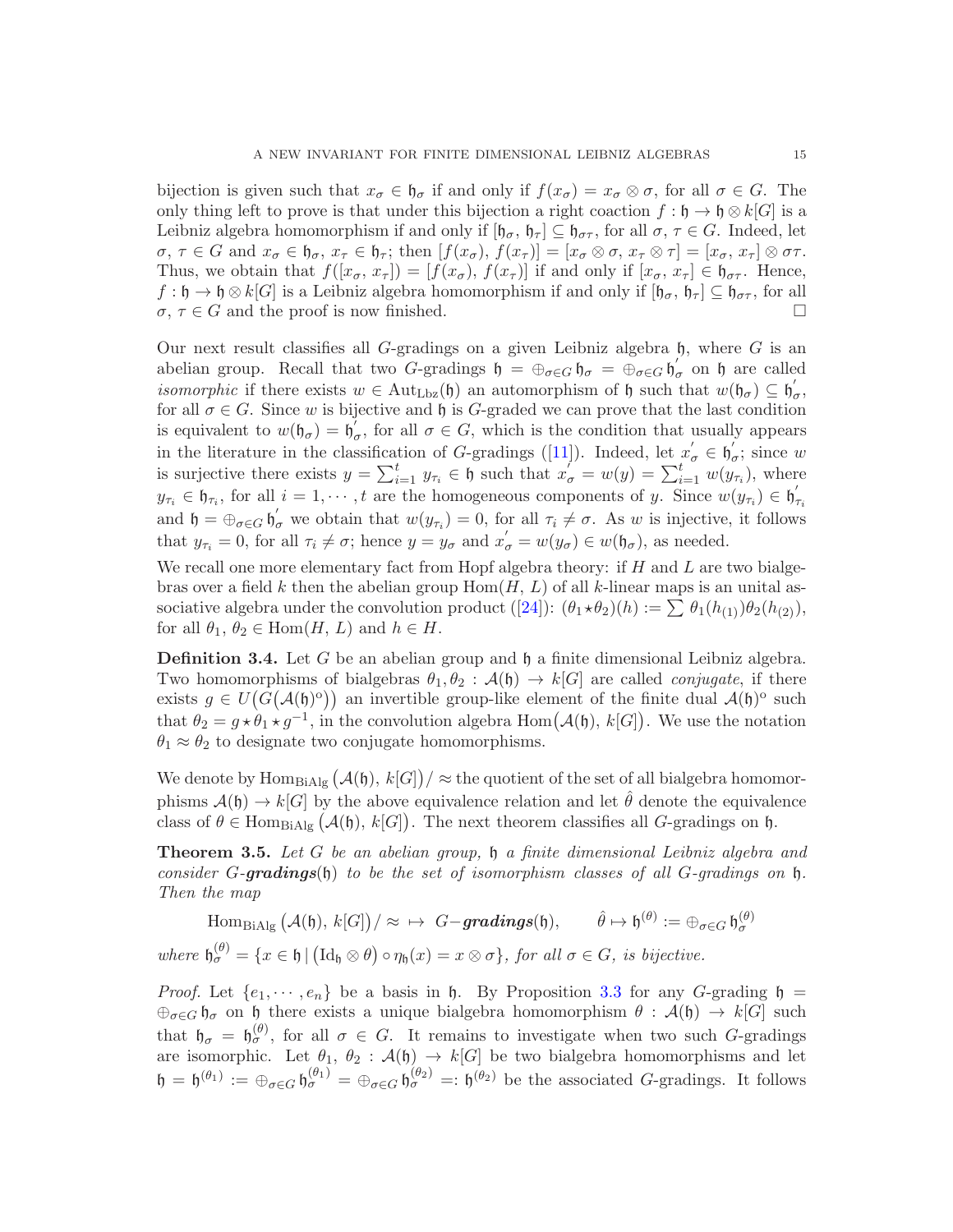bijection is given such that $x_\sigma \in \mathfrak{h}_\sigma$ if and only if $f(x_\sigma) = x_\sigma \otimes \sigma$, for all $\sigma \in G$. The only thing left to prove is that under this bijection a right coaction $f : \mathfrak{h} \to \mathfrak{h} \otimes k[G]$ is a Leibniz algebra homomorphism if and only if $[\mathfrak{h}_\sigma, \mathfrak{h}_\tau] \subseteq \mathfrak{h}_{\sigma\tau}$, for all $\sigma, \tau \in G$. Indeed, let $\sigma, \tau \in G$ and $x_\sigma \in \mathfrak{h}_\sigma$, $x_\tau \in \mathfrak{h}_\tau$; then $[f(x_\sigma), f(x_\tau)] = [x_\sigma \otimes \sigma, x_\tau \otimes \tau] = [x_\sigma, x_\tau] \otimes \sigma\tau$. Thus, we obtain that $f([x_\sigma, x_\tau]) = [f(x_\sigma), f(x_\tau)]$ if and only if $[x_\sigma, x_\tau] \in \mathfrak{h}_{\sigma\tau}$. Hence, $f : \mathfrak{h} \to \mathfrak{h} \otimes k[G]$ is a Leibniz algebra homomorphism if and only if $[\mathfrak{h}_\sigma, \mathfrak{h}_\tau] \subseteq \mathfrak{h}_{\sigma\tau}$, for all $\sigma, \tau \in G$ and the proof is now finished. □

Our next result classifies all $G$-gradings on a given Leibniz algebra $\mathfrak{h}$, where $G$ is an abelian group. Recall that two $G$-gradings $\mathfrak{h} = \oplus_{\sigma\in G}\, \mathfrak{h}_\sigma = \oplus_{\sigma\in G}\, \mathfrak{h}^{'}_\sigma$ on $\mathfrak{h}$ are called *isomorphic* if there exists $w \in \mathrm{Aut}_{\mathrm{Lbz}}(\mathfrak{h})$ an automorphism of $\mathfrak{h}$ such that $w(\mathfrak{h}_\sigma) \subseteq \mathfrak{h}^{'}_\sigma$, for all $\sigma \in G$. Since $w$ is bijective and $\mathfrak{h}$ is $G$-graded we can prove that the last condition is equivalent to $w(\mathfrak{h}_\sigma) = \mathfrak{h}^{'}_\sigma$, for all $\sigma \in G$, which is the condition that usually appears in the literature in the classification of $G$-gradings ([11]). Indeed, let $x^{'}_\sigma \in \mathfrak{h}^{'}_\sigma$; since $w$ is surjective there exists $y = \sum_{i=1}^{t} y_{\tau_i} \in \mathfrak{h}$ such that $x^{'}_\sigma = w(y) = \sum_{i=1}^{t} w(y_{\tau_i})$, where $y_{\tau_i} \in \mathfrak{h}_{\tau_i}$, for all $i = 1, \cdots, t$ are the homogeneous components of $y$. Since $w(y_{\tau_i}) \in \mathfrak{h}^{'}_{\tau_i}$ and $\mathfrak{h} = \oplus_{\sigma\in G}\, \mathfrak{h}^{'}_\sigma$ we obtain that $w(y_{\tau_i}) = 0$, for all $\tau_i \neq \sigma$. As $w$ is injective, it follows that $y_{\tau_i} = 0$, for all $\tau_i \neq \sigma$; hence $y = y_\sigma$ and $x^{'}_\sigma = w(y_\sigma) \in w(\mathfrak{h}_\sigma)$, as needed.

We recall one more elementary fact from Hopf algebra theory: if $H$ and $L$ are two bialgebras over a field $k$ then the abelian group $\mathrm{Hom}(H, L)$ of all $k$-linear maps is an unital associative algebra under the convolution product ([24]): $(\theta_1 \star \theta_2)(h) := \sum \theta_1(h_{(1)})\theta_2(h_{(2)})$, for all $\theta_1, \theta_2 \in \mathrm{Hom}(H, L)$ and $h \in H$.

**Definition 3.4.** Let $G$ be an abelian group and $\mathfrak{h}$ a finite dimensional Leibniz algebra. Two homomorphisms of bialgebras $\theta_1, \theta_2 : \mathcal{A}(\mathfrak{h}) \to k[G]$ are called *conjugate*, if there exists $g \in U\big(G(\mathcal{A}(\mathfrak{h})^{\mathrm{o}})\big)$ an invertible group-like element of the finite dual $\mathcal{A}(\mathfrak{h})^{\mathrm{o}}$ such that $\theta_2 = g \star \theta_1 \star g^{-1}$, in the convolution algebra $\mathrm{Hom}\big(\mathcal{A}(\mathfrak{h}), k[G]\big)$. We use the notation $\theta_1 \approx \theta_2$ to designate two conjugate homomorphisms.

We denote by $\mathrm{Hom}_{\mathrm{BiAlg}}\big(\mathcal{A}(\mathfrak{h}), k[G]\big)/\approx$ the quotient of the set of all bialgebra homomorphisms $\mathcal{A}(\mathfrak{h}) \to k[G]$ by the above equivalence relation and let $\hat{\theta}$ denote the equivalence class of $\theta \in \mathrm{Hom}_{\mathrm{BiAlg}}\big(\mathcal{A}(\mathfrak{h}), k[G]\big)$. The next theorem classifies all $G$-gradings on $\mathfrak{h}$.

**Theorem 3.5.** *Let $G$ be an abelian group, $\mathfrak{h}$ a finite dimensional Leibniz algebra and consider $G$-**gradings**$(\mathfrak{h})$ to be the set of isomorphism classes of all $G$-gradings on $\mathfrak{h}$. Then the map*

$$\mathrm{Hom}_{\mathrm{BiAlg}}\big(\mathcal{A}(\mathfrak{h}), k[G]\big)/\approx\; \mapsto\; G\text{-}\boldsymbol{gradings}(\mathfrak{h}), \qquad \hat{\theta} \mapsto \mathfrak{h}^{(\theta)} := \oplus_{\sigma\in G}\, \mathfrak{h}^{(\theta)}_\sigma$$

*where $\mathfrak{h}^{(\theta)}_\sigma = \{x \in \mathfrak{h} \,|\, \big(\mathrm{Id}_\mathfrak{h} \otimes \theta\big) \circ \eta_\mathfrak{h}(x) = x \otimes \sigma\}$, for all $\sigma \in G$, is bijective.*

*Proof.* Let $\{e_1, \cdots, e_n\}$ be a basis in $\mathfrak{h}$. By Proposition 3.3 for any $G$-grading $\mathfrak{h} = \oplus_{\sigma\in G}\, \mathfrak{h}_\sigma$ on $\mathfrak{h}$ there exists a unique bialgebra homomorphism $\theta : \mathcal{A}(\mathfrak{h}) \to k[G]$ such that $\mathfrak{h}_\sigma = \mathfrak{h}^{(\theta)}_\sigma$, for all $\sigma \in G$. It remains to investigate when two such $G$-gradings are isomorphic. Let $\theta_1, \theta_2 : \mathcal{A}(\mathfrak{h}) \to k[G]$ be two bialgebra homomorphisms and let $\mathfrak{h} = \mathfrak{h}^{(\theta_1)} := \oplus_{\sigma\in G}\, \mathfrak{h}^{(\theta_1)}_\sigma = \oplus_{\sigma\in G}\, \mathfrak{h}^{(\theta_2)}_\sigma =: \mathfrak{h}^{(\theta_2)}$ be the associated $G$-gradings. It follows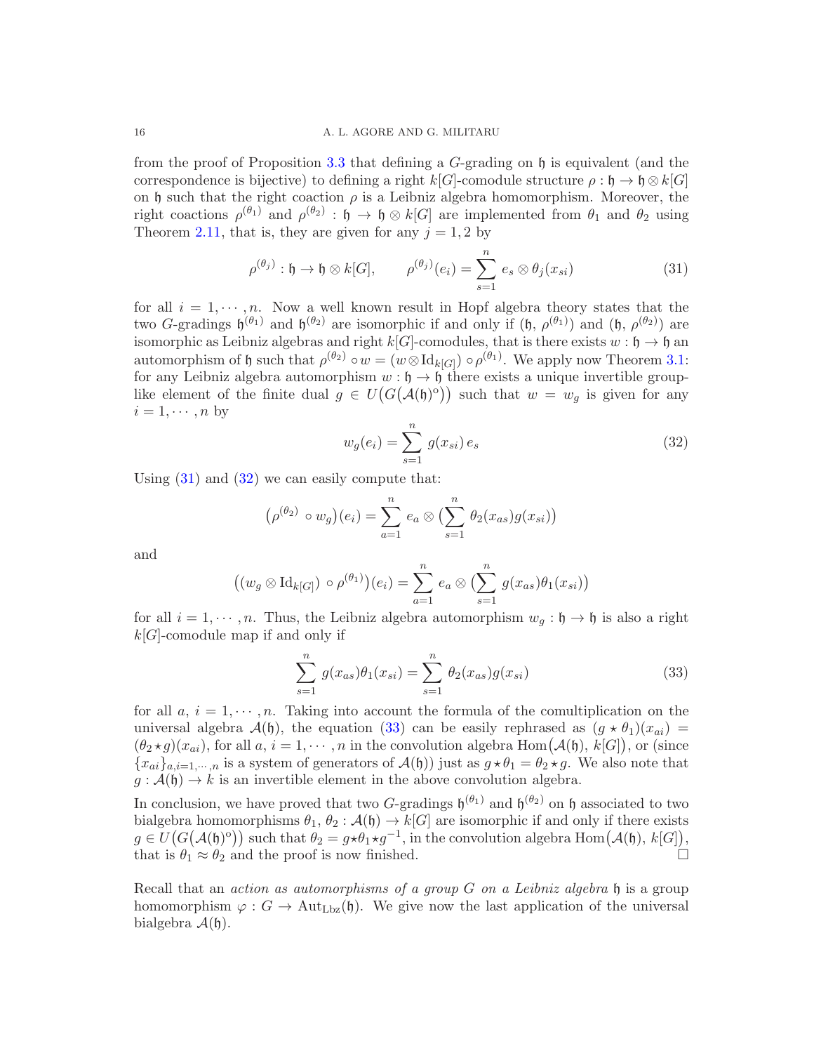from the proof of Proposition 3.3 that defining a $G$-grading on $\mathfrak{h}$ is equivalent (and the correspondence is bijective) to defining a right $k[G]$-comodule structure $\rho : \mathfrak{h} \to \mathfrak{h} \otimes k[G]$ on $\mathfrak{h}$ such that the right coaction $\rho$ is a Leibniz algebra homomorphism. Moreover, the right coactions $\rho^{(\theta_1)}$ and $\rho^{(\theta_2)} : \mathfrak{h} \to \mathfrak{h} \otimes k[G]$ are implemented from $\theta_1$ and $\theta_2$ using Theorem 2.11, that is, they are given for any $j = 1, 2$ by

$$\rho^{(\theta_j)} : \mathfrak{h} \to \mathfrak{h} \otimes k[G], \qquad \rho^{(\theta_j)}(e_i) = \sum_{s=1}^{n} e_s \otimes \theta_j(x_{si}) \tag{31}$$

for all $i = 1, \cdots, n$. Now a well known result in Hopf algebra theory states that the two $G$-gradings $\mathfrak{h}^{(\theta_1)}$ and $\mathfrak{h}^{(\theta_2)}$ are isomorphic if and only if $(\mathfrak{h},\, \rho^{(\theta_1)})$ and $(\mathfrak{h},\, \rho^{(\theta_2)})$ are isomorphic as Leibniz algebras and right $k[G]$-comodules, that is there exists $w : \mathfrak{h} \to \mathfrak{h}$ an automorphism of $\mathfrak{h}$ such that $\rho^{(\theta_2)} \circ w = (w \otimes \mathrm{Id}_{k[G]}) \circ \rho^{(\theta_1)}$. We apply now Theorem 3.1: for any Leibniz algebra automorphism $w : \mathfrak{h} \to \mathfrak{h}$ there exists a unique invertible group-like element of the finite dual $g \in U\big(G\big(\mathcal{A}(\mathfrak{h})^{o}\big)\big)$ such that $w = w_g$ is given for any $i = 1, \cdots, n$ by

$$w_g(e_i) = \sum_{s=1}^{n} g(x_{si})\, e_s \tag{32}$$

Using (31) and (32) we can easily compute that:

$$\big(\rho^{(\theta_2)} \circ w_g\big)(e_i) = \sum_{a=1}^{n} e_a \otimes \big(\sum_{s=1}^{n} \theta_2(x_{as}) g(x_{si})\big)$$

and

$$\big((w_g \otimes \mathrm{Id}_{k[G]}) \circ \rho^{(\theta_1)}\big)(e_i) = \sum_{a=1}^{n} e_a \otimes \big(\sum_{s=1}^{n} g(x_{as}) \theta_1(x_{si})\big)$$

for all $i = 1, \cdots, n$. Thus, the Leibniz algebra automorphism $w_g : \mathfrak{h} \to \mathfrak{h}$ is also a right $k[G]$-comodule map if and only if

$$\sum_{s=1}^{n} g(x_{as}) \theta_1(x_{si}) = \sum_{s=1}^{n} \theta_2(x_{as}) g(x_{si}) \tag{33}$$

for all $a,\, i = 1, \cdots, n$. Taking into account the formula of the comultiplication on the universal algebra $\mathcal{A}(\mathfrak{h})$, the equation (33) can be easily rephrased as $(g \star \theta_1)(x_{ai}) = (\theta_2 \star g)(x_{ai})$, for all $a,\, i = 1, \cdots, n$ in the convolution algebra $\mathrm{Hom}\big(\mathcal{A}(\mathfrak{h}),\, k[G]\big)$, or (since $\{x_{ai}\}_{a,i=1,\cdots,n}$ is a system of generators of $\mathcal{A}(\mathfrak{h})$) just as $g \star \theta_1 = \theta_2 \star g$. We also note that $g : \mathcal{A}(\mathfrak{h}) \to k$ is an invertible element in the above convolution algebra.

In conclusion, we have proved that two $G$-gradings $\mathfrak{h}^{(\theta_1)}$ and $\mathfrak{h}^{(\theta_2)}$ on $\mathfrak{h}$ associated to two bialgebra homomorphisms $\theta_1,\, \theta_2 : \mathcal{A}(\mathfrak{h}) \to k[G]$ are isomorphic if and only if there exists $g \in U\big(G\big(\mathcal{A}(\mathfrak{h})^{o}\big)\big)$ such that $\theta_2 = g \star \theta_1 \star g^{-1}$, in the convolution algebra $\mathrm{Hom}\big(\mathcal{A}(\mathfrak{h}),\, k[G]\big)$, that is $\theta_1 \approx \theta_2$ and the proof is now finished. $\square$

Recall that an *action as automorphisms of a group $G$ on a Leibniz algebra* $\mathfrak{h}$ is a group homomorphism $\varphi : G \to \mathrm{Aut}_{\mathrm{Lbz}}(\mathfrak{h})$. We give now the last application of the universal bialgebra $\mathcal{A}(\mathfrak{h})$.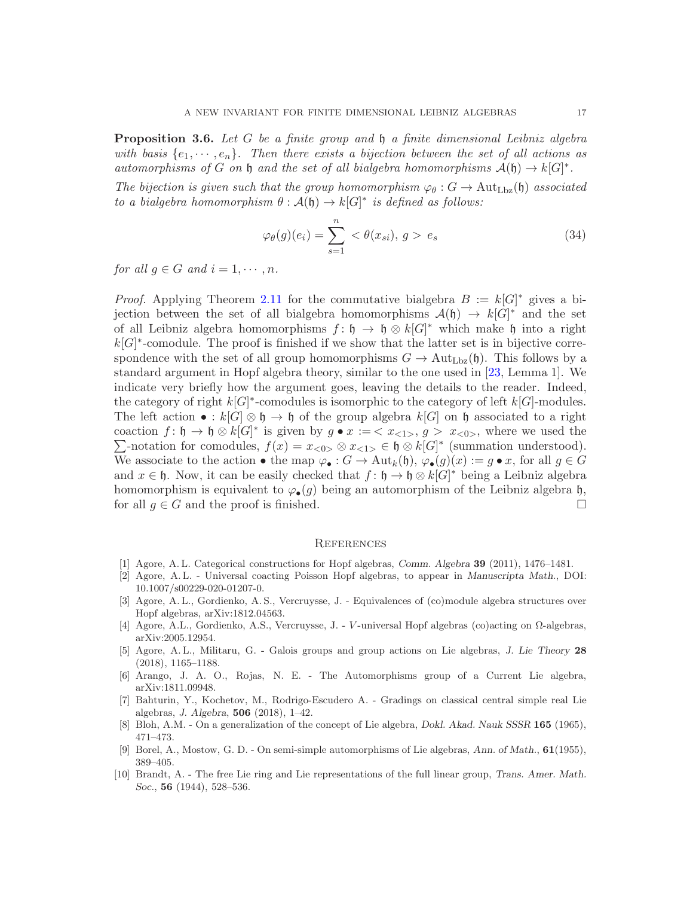**Proposition 3.6.** *Let $G$ be a finite group and $\mathfrak{h}$ a finite dimensional Leibniz algebra with basis $\{e_1, \cdots, e_n\}$. Then there exists a bijection between the set of all actions as automorphisms of $G$ on $\mathfrak{h}$ and the set of all bialgebra homomorphisms $\mathcal{A}(\mathfrak{h}) \to k[G]^*$.*

*The bijection is given such that the group homomorphism $\varphi_\theta : G \to \mathrm{Aut}_{\mathrm{Lbz}}(\mathfrak{h})$ associated to a bialgebra homomorphism $\theta : \mathcal{A}(\mathfrak{h}) \to k[G]^*$ is defined as follows:*

$$\varphi_\theta(g)(e_i) = \sum_{s=1}^{n} < \theta(x_{si}),\, g > \, e_s \tag{34}$$

*for all $g \in G$ and $i = 1, \cdots, n$.*

*Proof.* Applying Theorem 2.11 for the commutative bialgebra $B := k[G]^*$ gives a bijection between the set of all bialgebra homomorphisms $\mathcal{A}(\mathfrak{h}) \to k[G]^*$ and the set of all Leibniz algebra homomorphisms $f : \mathfrak{h} \to \mathfrak{h} \otimes k[G]^*$ which make $\mathfrak{h}$ into a right $k[G]^*$-comodule. The proof is finished if we show that the latter set is in bijective correspondence with the set of all group homomorphisms $G \to \mathrm{Aut}_{\mathrm{Lbz}}(\mathfrak{h})$. This follows by a standard argument in Hopf algebra theory, similar to the one used in [23, Lemma 1]. We indicate very briefly how the argument goes, leaving the details to the reader. Indeed, the category of right $k[G]^*$-comodules is isomorphic to the category of left $k[G]$-modules. The left action $\bullet : k[G] \otimes \mathfrak{h} \to \mathfrak{h}$ of the group algebra $k[G]$ on $\mathfrak{h}$ associated to a right coaction $f : \mathfrak{h} \to \mathfrak{h} \otimes k[G]^*$ is given by $g \bullet x := < x_{<1>},\, g > \, x_{<0>}$, where we used the $\sum$-notation for comodules, $f(x) = x_{<0>} \otimes x_{<1>} \in \mathfrak{h} \otimes k[G]^*$ (summation understood). We associate to the action $\bullet$ the map $\varphi_\bullet : G \to \mathrm{Aut}_k(\mathfrak{h})$, $\varphi_\bullet(g)(x) := g \bullet x$, for all $g \in G$ and $x \in \mathfrak{h}$. Now, it can be easily checked that $f : \mathfrak{h} \to \mathfrak{h} \otimes k[G]^*$ being a Leibniz algebra homomorphism is equivalent to $\varphi_\bullet(g)$ being an automorphism of the Leibniz algebra $\mathfrak{h}$, for all $g \in G$ and the proof is finished. $\square$

## References

[1] Agore, A. L. Categorical constructions for Hopf algebras, *Comm. Algebra* **39** (2011), 1476–1481.

[2] Agore, A. L. - Universal coacting Poisson Hopf algebras, to appear in *Manuscripta Math.*, DOI: 10.1007/s00229-020-01207-0.

[3] Agore, A. L., Gordienko, A. S., Vercruysse, J. - Equivalences of (co)module algebra structures over Hopf algebras, arXiv:1812.04563.

[4] Agore, A.L., Gordienko, A.S., Vercruysse, J. - $V$-universal Hopf algebras (co)acting on $\Omega$-algebras, arXiv:2005.12954.

[5] Agore, A. L., Militaru, G. - Galois groups and group actions on Lie algebras, *J. Lie Theory* **28** (2018), 1165–1188.

[6] Arango, J. A. O., Rojas, N. E. - The Automorphisms group of a Current Lie algebra, arXiv:1811.09948.

[7] Bahturin, Y., Kochetov, M., Rodrigo-Escudero A. - Gradings on classical central simple real Lie algebras, *J. Algebra*, **506** (2018), 1–42.

[8] Bloh, A.M. - On a generalization of the concept of Lie algebra, *Dokl. Akad. Nauk SSSR* **165** (1965), 471–473.

[9] Borel, A., Mostow, G. D. - On semi-simple automorphisms of Lie algebras, *Ann. of Math.*, **61**(1955), 389–405.

[10] Brandt, A. - The free Lie ring and Lie representations of the full linear group, *Trans. Amer. Math. Soc.*, **56** (1944), 528–536.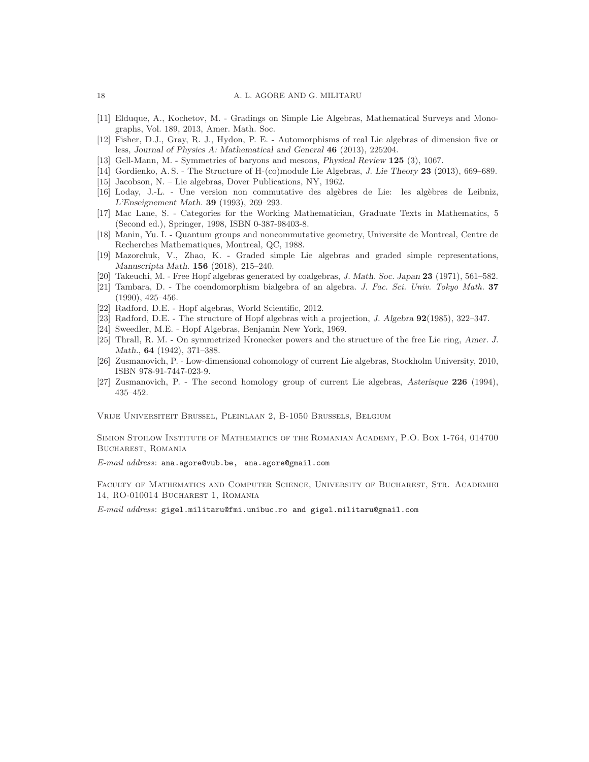[11] Elduque, A., Kochetov, M. - Gradings on Simple Lie Algebras, Mathematical Surveys and Monographs, Vol. 189, 2013, Amer. Math. Soc.

[12] Fisher, D.J., Gray, R. J., Hydon, P. E. - Automorphisms of real Lie algebras of dimension five or less, *Journal of Physics A: Mathematical and General* **46** (2013), 225204.

[13] Gell-Mann, M. - Symmetries of baryons and mesons, *Physical Review* **125** (3), 1067.

[14] Gordienko, A. S. - The Structure of H-(co)module Lie Algebras, *J. Lie Theory* **23** (2013), 669–689.

[15] Jacobson, N. – Lie algebras, Dover Publications, NY, 1962.

[16] Loday, J.-L. - Une version non commutative des algèbres de Lie: les algèbres de Leibniz, *L'Enseignement Math.* **39** (1993), 269–293.

[17] Mac Lane, S. - Categories for the Working Mathematician, Graduate Texts in Mathematics, 5 (Second ed.), Springer, 1998, ISBN 0-387-98403-8.

[18] Manin, Yu. I. - Quantum groups and noncommutative geometry, Universite de Montreal, Centre de Recherches Mathematiques, Montreal, QC, 1988.

[19] Mazorchuk, V., Zhao, K. - Graded simple Lie algebras and graded simple representations, *Manuscripta Math.* **156** (2018), 215–240.

[20] Takeuchi, M. - Free Hopf algebras generated by coalgebras, *J. Math. Soc. Japan* **23** (1971), 561–582.

[21] Tambara, D. - The coendomorphism bialgebra of an algebra. *J. Fac. Sci. Univ. Tokyo Math.* **37** (1990), 425–456.

[22] Radford, D.E. - Hopf algebras, World Scientific, 2012.

[23] Radford, D.E. - The structure of Hopf algebras with a projection, *J. Algebra* **92**(1985), 322–347.

[24] Sweedler, M.E. - Hopf Algebras, Benjamin New York, 1969.

[25] Thrall, R. M. - On symmetrized Kronecker powers and the structure of the free Lie ring, *Amer. J. Math.*, **64** (1942), 371–388.

[26] Zusmanovich, P. - Low-dimensional cohomology of current Lie algebras, Stockholm University, 2010, ISBN 978-91-7447-023-9.

[27] Zusmanovich, P. - The second homology group of current Lie algebras, *Asterisque* **226** (1994), 435–452.

Vrije Universiteit Brussel, Pleinlaan 2, B-1050 Brussels, Belgium

Simion Stoilow Institute of Mathematics of the Romanian Academy, P.O. Box 1-764, 014700 Bucharest, Romania

*E-mail address*: ana.agore@vub.be, ana.agore@gmail.com

Faculty of Mathematics and Computer Science, University of Bucharest, Str. Academiei 14, RO-010014 Bucharest 1, Romania

*E-mail address*: gigel.militaru@fmi.unibuc.ro and gigel.militaru@gmail.com